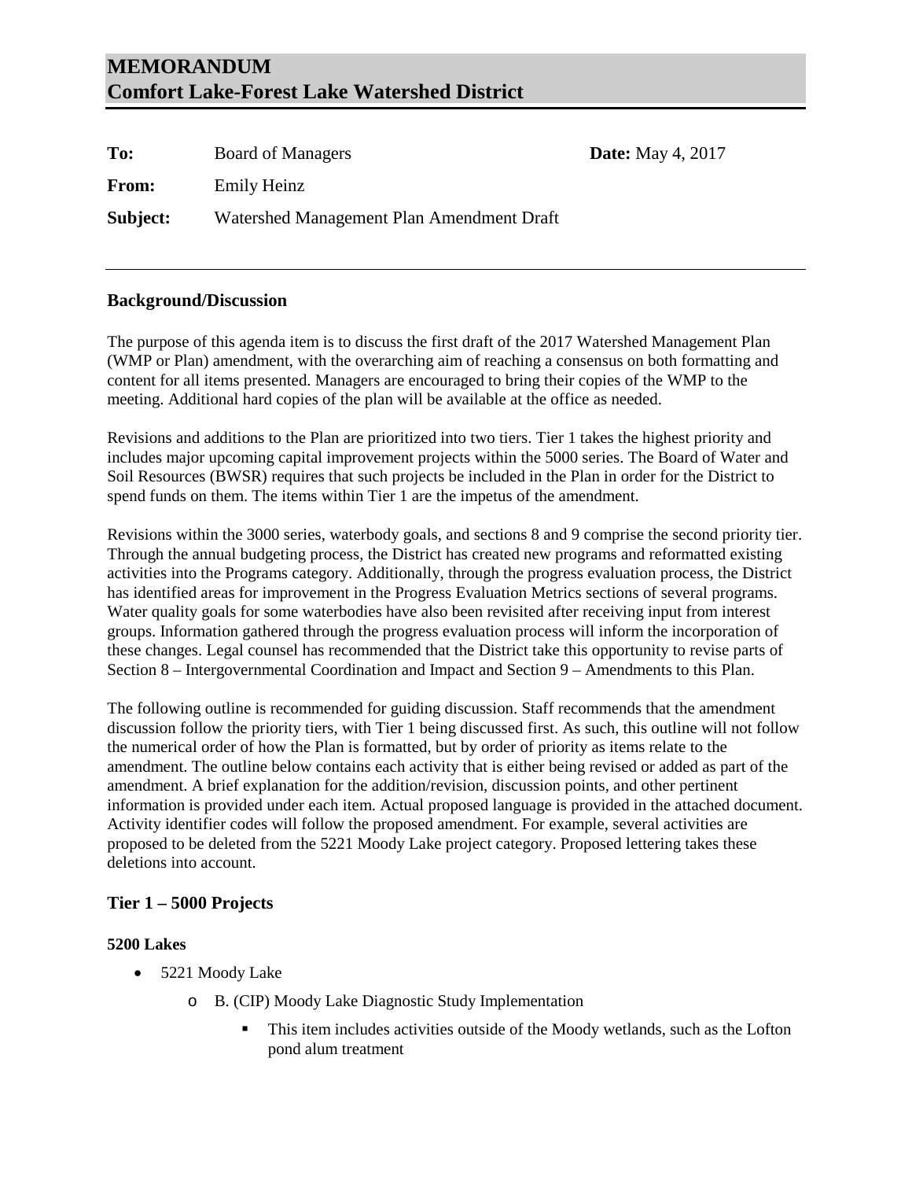# MEMORANDUM
# Comfort Lake-Forest Lake Watershed District

**To:** Board of Managers **Date:** May 4, 2017

**From:** Emily Heinz

**Subject:** Watershed Management Plan Amendment Draft

## Background/Discussion

The purpose of this agenda item is to discuss the first draft of the 2017 Watershed Management Plan (WMP or Plan) amendment, with the overarching aim of reaching a consensus on both formatting and content for all items presented. Managers are encouraged to bring their copies of the WMP to the meeting. Additional hard copies of the plan will be available at the office as needed.

Revisions and additions to the Plan are prioritized into two tiers. Tier 1 takes the highest priority and includes major upcoming capital improvement projects within the 5000 series. The Board of Water and Soil Resources (BWSR) requires that such projects be included in the Plan in order for the District to spend funds on them. The items within Tier 1 are the impetus of the amendment.

Revisions within the 3000 series, waterbody goals, and sections 8 and 9 comprise the second priority tier. Through the annual budgeting process, the District has created new programs and reformatted existing activities into the Programs category. Additionally, through the progress evaluation process, the District has identified areas for improvement in the Progress Evaluation Metrics sections of several programs. Water quality goals for some waterbodies have also been revisited after receiving input from interest groups. Information gathered through the progress evaluation process will inform the incorporation of these changes. Legal counsel has recommended that the District take this opportunity to revise parts of Section 8 – Intergovernmental Coordination and Impact and Section 9 – Amendments to this Plan.

The following outline is recommended for guiding discussion. Staff recommends that the amendment discussion follow the priority tiers, with Tier 1 being discussed first. As such, this outline will not follow the numerical order of how the Plan is formatted, but by order of priority as items relate to the amendment. The outline below contains each activity that is either being revised or added as part of the amendment. A brief explanation for the addition/revision, discussion points, and other pertinent information is provided under each item. Actual proposed language is provided in the attached document. Activity identifier codes will follow the proposed amendment. For example, several activities are proposed to be deleted from the 5221 Moody Lake project category. Proposed lettering takes these deletions into account.

## Tier 1 – 5000 Projects

### 5200 Lakes

- 5221 Moody Lake
  - B. (CIP) Moody Lake Diagnostic Study Implementation
    - This item includes activities outside of the Moody wetlands, such as the Lofton pond alum treatment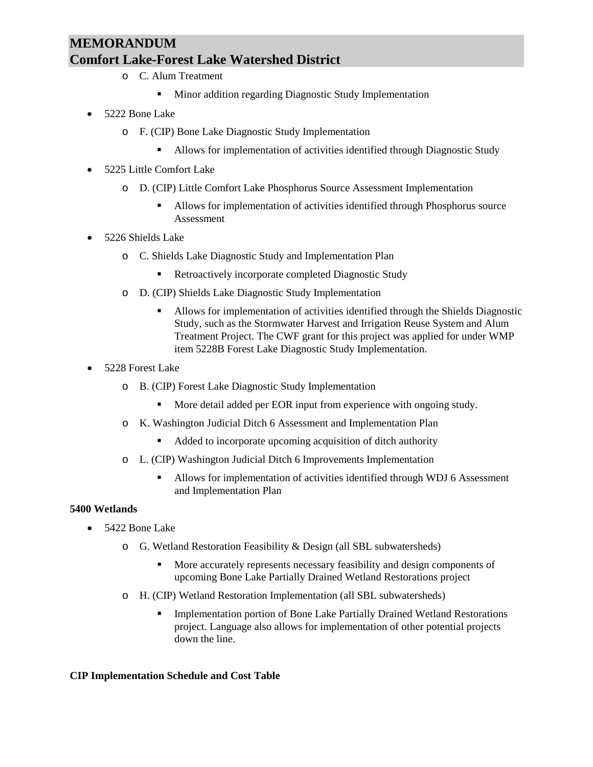- C. Alum Treatment
    - Minor addition regarding Diagnostic Study Implementation

- 5222 Bone Lake
    - F. (CIP) Bone Lake Diagnostic Study Implementation
        - Allows for implementation of activities identified through Diagnostic Study

- 5225 Little Comfort Lake
    - D. (CIP) Little Comfort Lake Phosphorus Source Assessment Implementation
        - Allows for implementation of activities identified through Phosphorus source Assessment

- 5226 Shields Lake
    - C. Shields Lake Diagnostic Study and Implementation Plan
        - Retroactively incorporate completed Diagnostic Study
    - D. (CIP) Shields Lake Diagnostic Study Implementation
        - Allows for implementation of activities identified through the Shields Diagnostic Study, such as the Stormwater Harvest and Irrigation Reuse System and Alum Treatment Project. The CWF grant for this project was applied for under WMP item 5228B Forest Lake Diagnostic Study Implementation.

- 5228 Forest Lake
    - B. (CIP) Forest Lake Diagnostic Study Implementation
        - More detail added per EOR input from experience with ongoing study.
    - K. Washington Judicial Ditch 6 Assessment and Implementation Plan
        - Added to incorporate upcoming acquisition of ditch authority
    - L. (CIP) Washington Judicial Ditch 6 Improvements Implementation
        - Allows for implementation of activities identified through WDJ 6 Assessment and Implementation Plan

**5400 Wetlands**

- 5422 Bone Lake
    - G. Wetland Restoration Feasibility & Design (all SBL subwatersheds)
        - More accurately represents necessary feasibility and design components of upcoming Bone Lake Partially Drained Wetland Restorations project
    - H. (CIP) Wetland Restoration Implementation (all SBL subwatersheds)
        - Implementation portion of Bone Lake Partially Drained Wetland Restorations project. Language also allows for implementation of other potential projects down the line.

**CIP Implementation Schedule and Cost Table**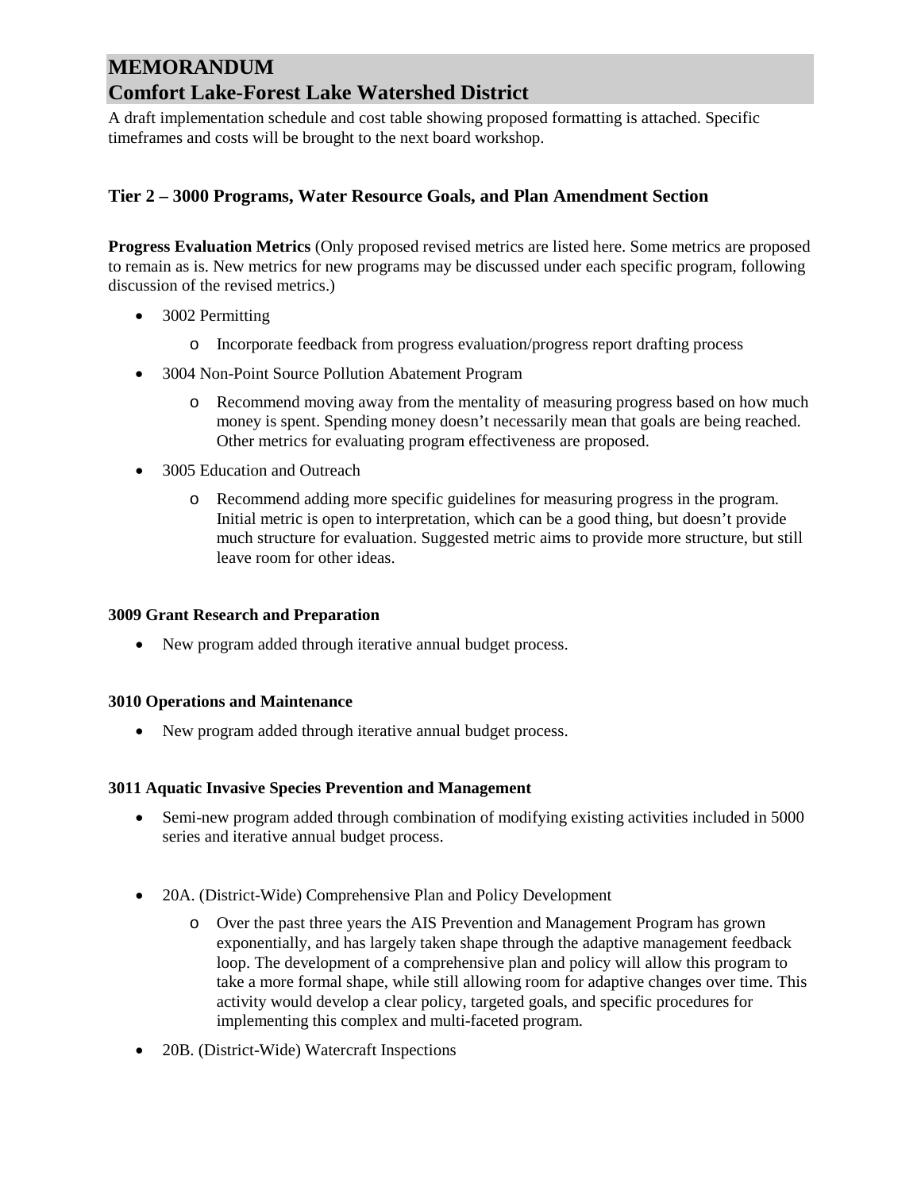# MEMORANDUM
# Comfort Lake-Forest Lake Watershed District

A draft implementation schedule and cost table showing proposed formatting is attached. Specific timeframes and costs will be brought to the next board workshop.

### Tier 2 – 3000 Programs, Water Resource Goals, and Plan Amendment Section

**Progress Evaluation Metrics** (Only proposed revised metrics are listed here. Some metrics are proposed to remain as is. New metrics for new programs may be discussed under each specific program, following discussion of the revised metrics.)

- 3002 Permitting
  - Incorporate feedback from progress evaluation/progress report drafting process
- 3004 Non-Point Source Pollution Abatement Program
  - Recommend moving away from the mentality of measuring progress based on how much money is spent. Spending money doesn't necessarily mean that goals are being reached. Other metrics for evaluating program effectiveness are proposed.
- 3005 Education and Outreach
  - Recommend adding more specific guidelines for measuring progress in the program. Initial metric is open to interpretation, which can be a good thing, but doesn't provide much structure for evaluation. Suggested metric aims to provide more structure, but still leave room for other ideas.

**3009 Grant Research and Preparation**

- New program added through iterative annual budget process.

**3010 Operations and Maintenance**

- New program added through iterative annual budget process.

**3011 Aquatic Invasive Species Prevention and Management**

- Semi-new program added through combination of modifying existing activities included in 5000 series and iterative annual budget process.

- 20A. (District-Wide) Comprehensive Plan and Policy Development
  - Over the past three years the AIS Prevention and Management Program has grown exponentially, and has largely taken shape through the adaptive management feedback loop. The development of a comprehensive plan and policy will allow this program to take a more formal shape, while still allowing room for adaptive changes over time. This activity would develop a clear policy, targeted goals, and specific procedures for implementing this complex and multi-faceted program.
- 20B. (District-Wide) Watercraft Inspections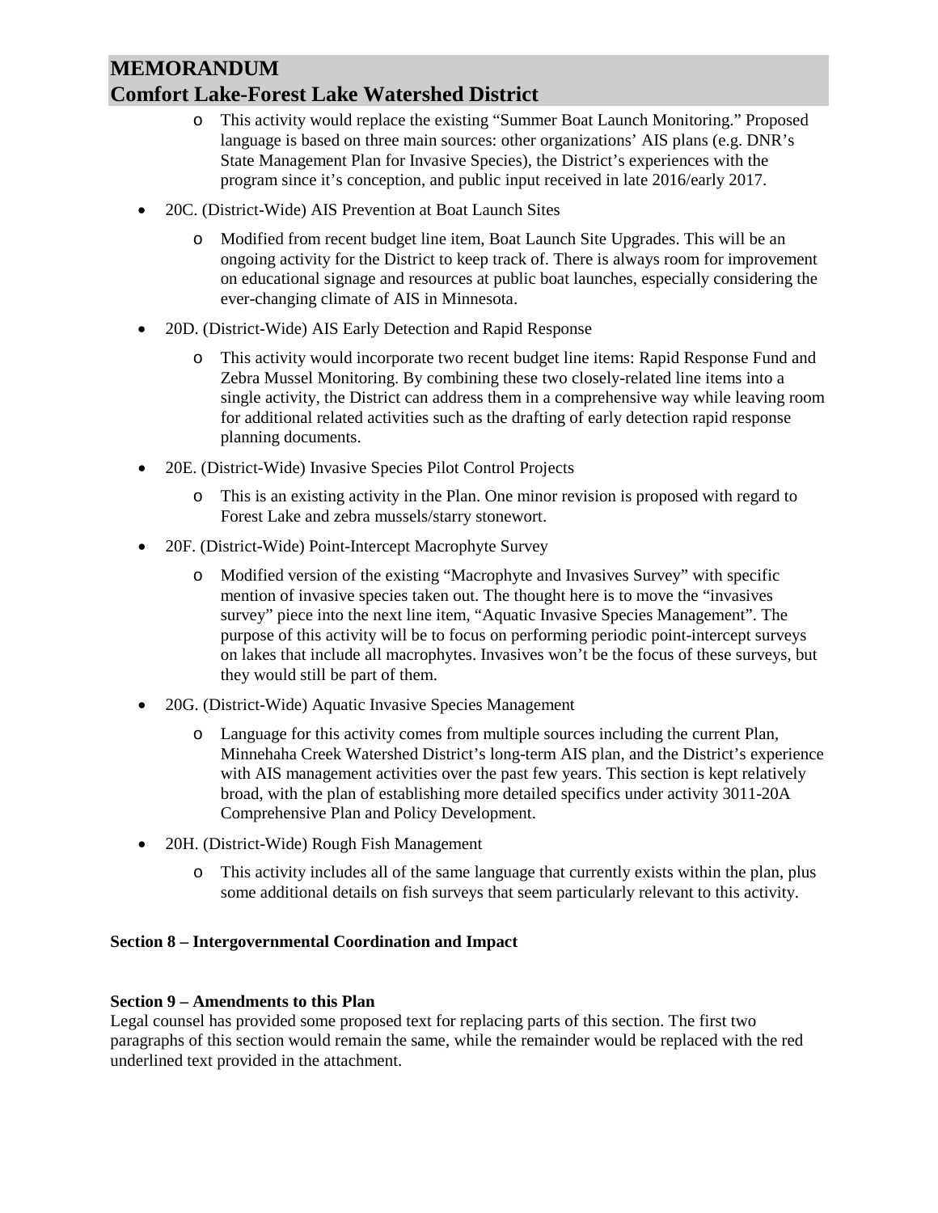- This activity would replace the existing "Summer Boat Launch Monitoring." Proposed language is based on three main sources: other organizations' AIS plans (e.g. DNR's State Management Plan for Invasive Species), the District's experiences with the program since it's conception, and public input received in late 2016/early 2017.

- 20C. (District-Wide) AIS Prevention at Boat Launch Sites
  - Modified from recent budget line item, Boat Launch Site Upgrades. This will be an ongoing activity for the District to keep track of. There is always room for improvement on educational signage and resources at public boat launches, especially considering the ever-changing climate of AIS in Minnesota.
- 20D. (District-Wide) AIS Early Detection and Rapid Response
  - This activity would incorporate two recent budget line items: Rapid Response Fund and Zebra Mussel Monitoring. By combining these two closely-related line items into a single activity, the District can address them in a comprehensive way while leaving room for additional related activities such as the drafting of early detection rapid response planning documents.
- 20E. (District-Wide) Invasive Species Pilot Control Projects
  - This is an existing activity in the Plan. One minor revision is proposed with regard to Forest Lake and zebra mussels/starry stonewort.
- 20F. (District-Wide) Point-Intercept Macrophyte Survey
  - Modified version of the existing "Macrophyte and Invasives Survey" with specific mention of invasive species taken out. The thought here is to move the "invasives survey" piece into the next line item, "Aquatic Invasive Species Management". The purpose of this activity will be to focus on performing periodic point-intercept surveys on lakes that include all macrophytes. Invasives won't be the focus of these surveys, but they would still be part of them.
- 20G. (District-Wide) Aquatic Invasive Species Management
  - Language for this activity comes from multiple sources including the current Plan, Minnehaha Creek Watershed District's long-term AIS plan, and the District's experience with AIS management activities over the past few years. This section is kept relatively broad, with the plan of establishing more detailed specifics under activity 3011-20A Comprehensive Plan and Policy Development.
- 20H. (District-Wide) Rough Fish Management
  - This activity includes all of the same language that currently exists within the plan, plus some additional details on fish surveys that seem particularly relevant to this activity.

**Section 8 – Intergovernmental Coordination and Impact**

**Section 9 – Amendments to this Plan**

Legal counsel has provided some proposed text for replacing parts of this section. The first two paragraphs of this section would remain the same, while the remainder would be replaced with the red underlined text provided in the attachment.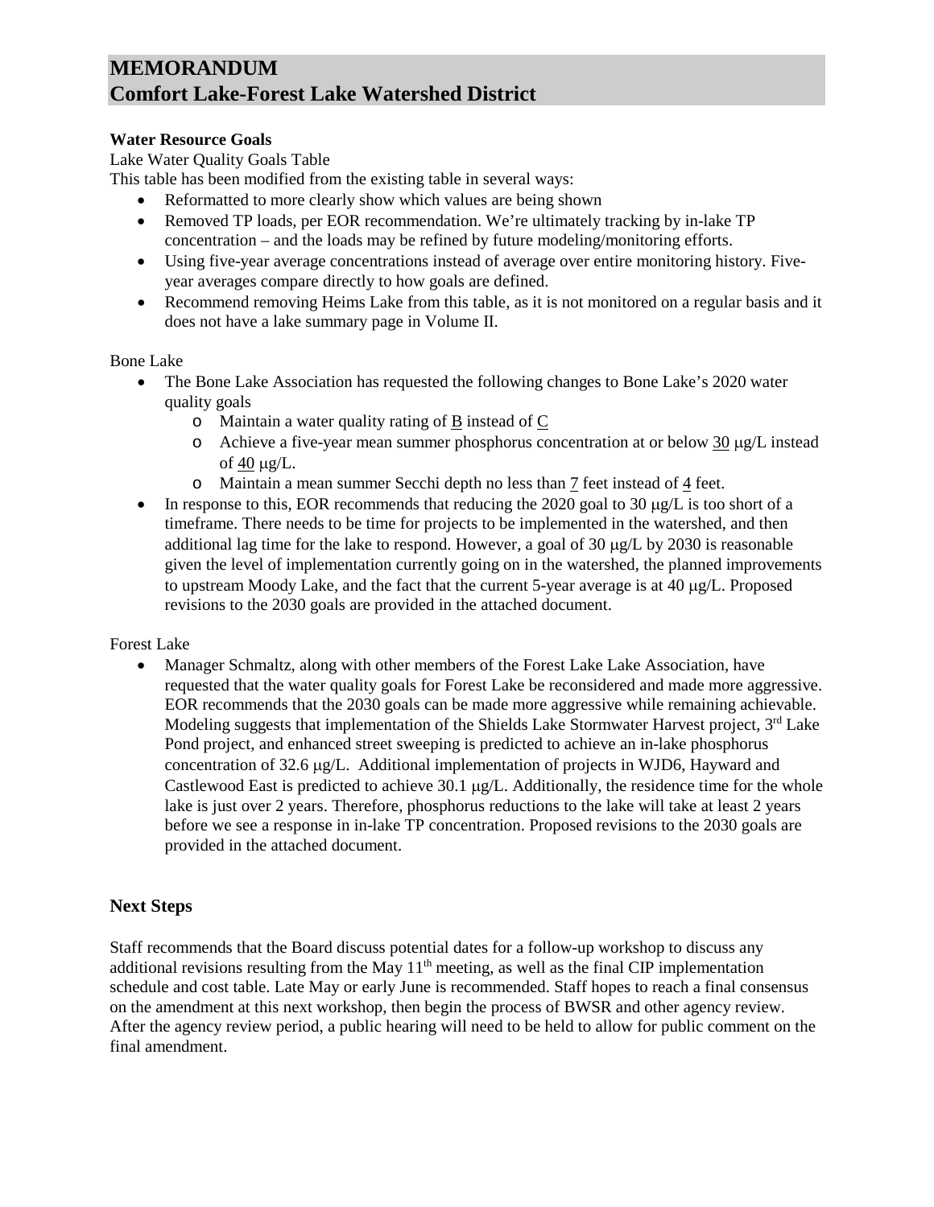# MEMORANDUM
# Comfort Lake-Forest Lake Watershed District

**Water Resource Goals**

Lake Water Quality Goals Table

This table has been modified from the existing table in several ways:

- Reformatted to more clearly show which values are being shown
- Removed TP loads, per EOR recommendation. We're ultimately tracking by in-lake TP concentration – and the loads may be refined by future modeling/monitoring efforts.
- Using five-year average concentrations instead of average over entire monitoring history. Five-year averages compare directly to how goals are defined.
- Recommend removing Heims Lake from this table, as it is not monitored on a regular basis and it does not have a lake summary page in Volume II.

Bone Lake

- The Bone Lake Association has requested the following changes to Bone Lake's 2020 water quality goals
  - Maintain a water quality rating of B instead of C
  - Achieve a five-year mean summer phosphorus concentration at or below 30 μg/L instead of 40 μg/L.
  - Maintain a mean summer Secchi depth no less than 7 feet instead of 4 feet.
- In response to this, EOR recommends that reducing the 2020 goal to 30 μg/L is too short of a timeframe. There needs to be time for projects to be implemented in the watershed, and then additional lag time for the lake to respond. However, a goal of 30 μg/L by 2030 is reasonable given the level of implementation currently going on in the watershed, the planned improvements to upstream Moody Lake, and the fact that the current 5-year average is at 40 μg/L. Proposed revisions to the 2030 goals are provided in the attached document.

Forest Lake

- Manager Schmaltz, along with other members of the Forest Lake Lake Association, have requested that the water quality goals for Forest Lake be reconsidered and made more aggressive. EOR recommends that the 2030 goals can be made more aggressive while remaining achievable. Modeling suggests that implementation of the Shields Lake Stormwater Harvest project, 3rd Lake Pond project, and enhanced street sweeping is predicted to achieve an in-lake phosphorus concentration of 32.6 μg/L. Additional implementation of projects in WJD6, Hayward and Castlewood East is predicted to achieve 30.1 μg/L. Additionally, the residence time for the whole lake is just over 2 years. Therefore, phosphorus reductions to the lake will take at least 2 years before we see a response in in-lake TP concentration. Proposed revisions to the 2030 goals are provided in the attached document.

## Next Steps

Staff recommends that the Board discuss potential dates for a follow-up workshop to discuss any additional revisions resulting from the May 11th meeting, as well as the final CIP implementation schedule and cost table. Late May or early June is recommended. Staff hopes to reach a final consensus on the amendment at this next workshop, then begin the process of BWSR and other agency review. After the agency review period, a public hearing will need to be held to allow for public comment on the final amendment.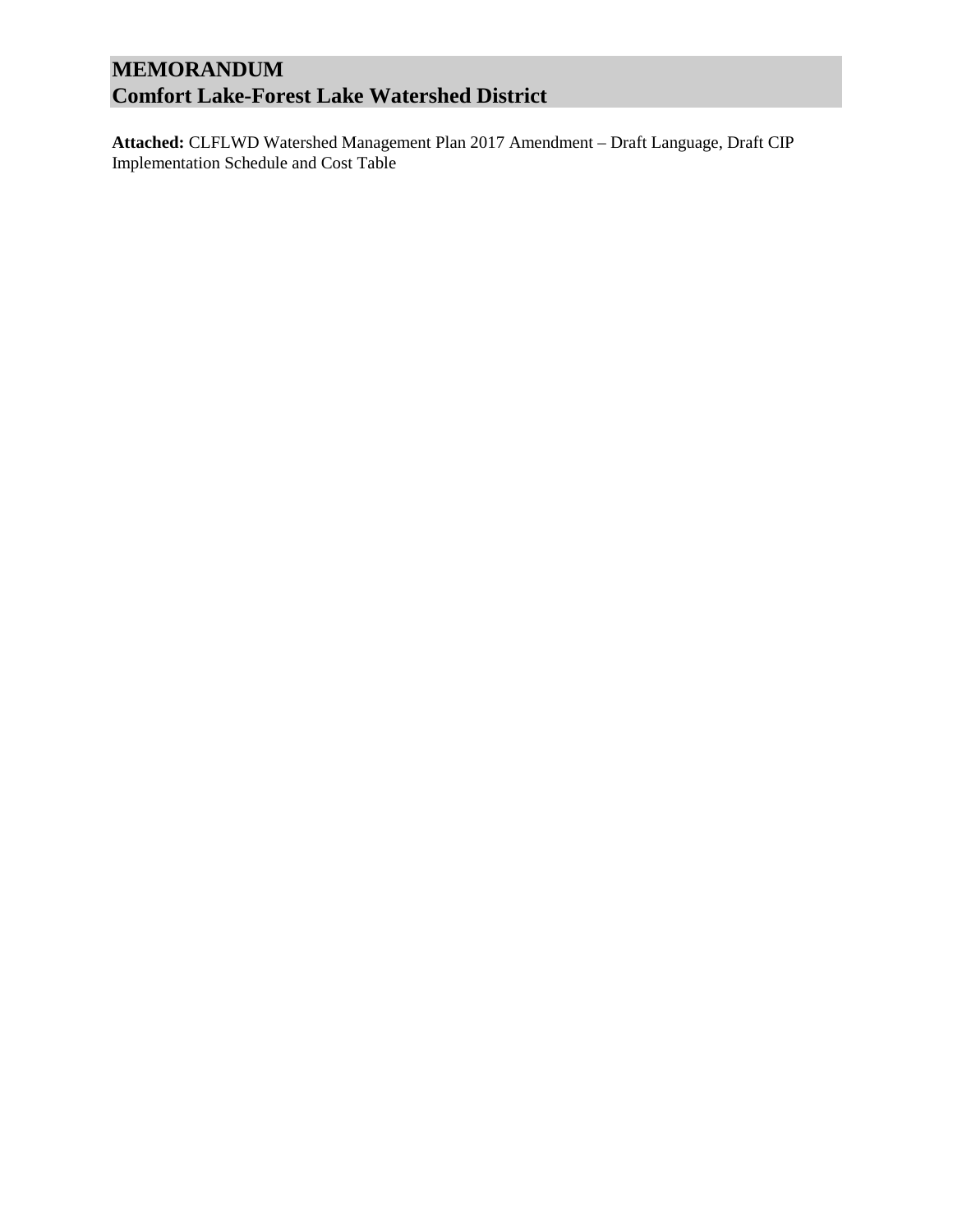# MEMORANDUM
# Comfort Lake-Forest Lake Watershed District

**Attached:** CLFLWD Watershed Management Plan 2017 Amendment – Draft Language, Draft CIP Implementation Schedule and Cost Table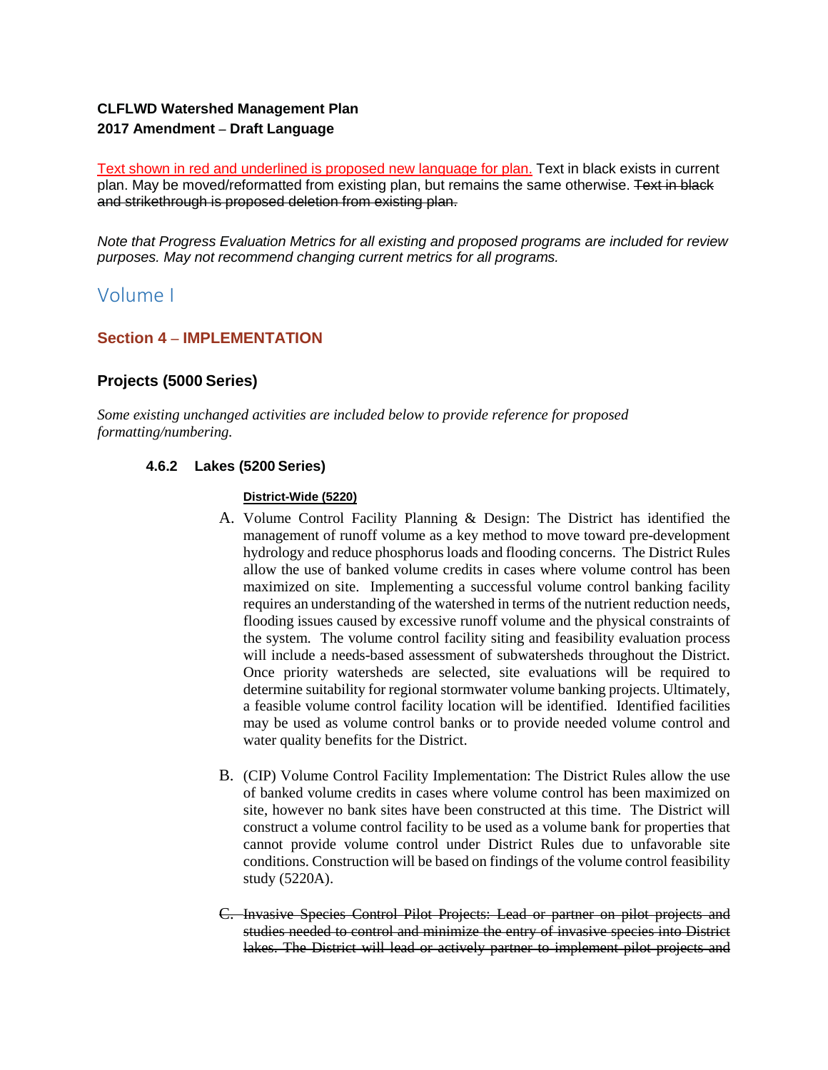**CLFLWD Watershed Management Plan**
**2017 Amendment – Draft Language**

<u>Text shown in red and underlined is proposed new language for plan.</u> Text in black exists in current plan. May be moved/reformatted from existing plan, but remains the same otherwise. ~~Text in black and strikethrough is proposed deletion from existing plan.~~

*Note that Progress Evaluation Metrics for all existing and proposed programs are included for review purposes. May not recommend changing current metrics for all programs.*

# Volume I

## Section 4 – IMPLEMENTATION

## Projects (5000 Series)

*Some existing unchanged activities are included below to provide reference for proposed formatting/numbering.*

### 4.6.2 Lakes (5200 Series)

**<u>District-Wide (5220)</u>**

A. Volume Control Facility Planning & Design: The District has identified the management of runoff volume as a key method to move toward pre-development hydrology and reduce phosphorus loads and flooding concerns. The District Rules allow the use of banked volume credits in cases where volume control has been maximized on site. Implementing a successful volume control banking facility requires an understanding of the watershed in terms of the nutrient reduction needs, flooding issues caused by excessive runoff volume and the physical constraints of the system. The volume control facility siting and feasibility evaluation process will include a needs-based assessment of subwatersheds throughout the District. Once priority watersheds are selected, site evaluations will be required to determine suitability for regional stormwater volume banking projects. Ultimately, a feasible volume control facility location will be identified. Identified facilities may be used as volume control banks or to provide needed volume control and water quality benefits for the District.

B. (CIP) Volume Control Facility Implementation: The District Rules allow the use of banked volume credits in cases where volume control has been maximized on site, however no bank sites have been constructed at this time. The District will construct a volume control facility to be used as a volume bank for properties that cannot provide volume control under District Rules due to unfavorable site conditions. Construction will be based on findings of the volume control feasibility study (5220A).

~~C. Invasive Species Control Pilot Projects: Lead or partner on pilot projects and studies needed to control and minimize the entry of invasive species into District lakes. The District will lead or actively partner to implement pilot projects and~~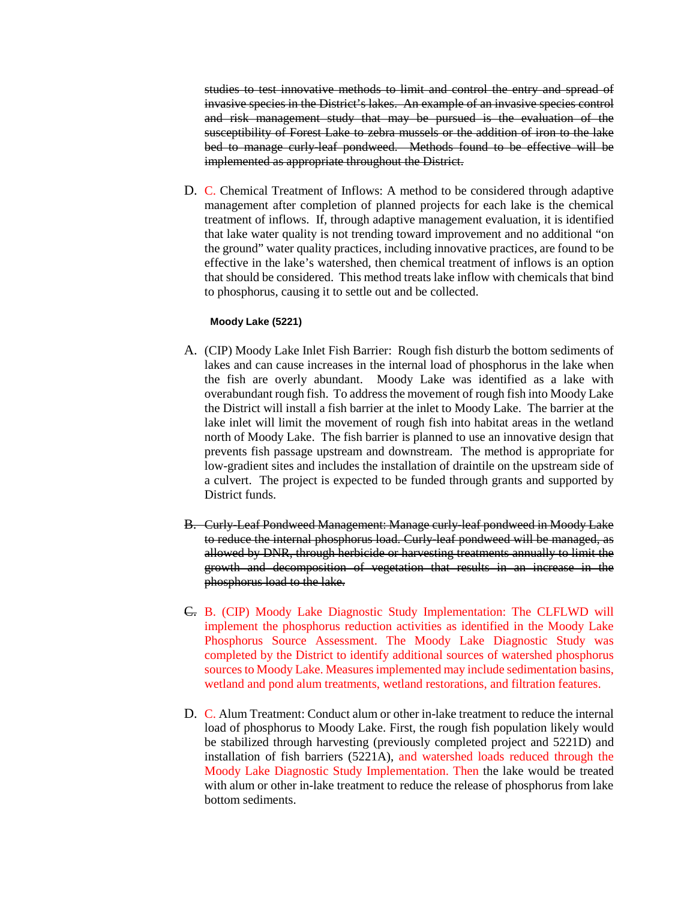~~studies to test innovative methods to limit and control the entry and spread of invasive species in the District's lakes. An example of an invasive species control and risk management study that may be pursued is the evaluation of the susceptibility of Forest Lake to zebra mussels or the addition of iron to the lake bed to manage curly-leaf pondweed. Methods found to be effective will be implemented as appropriate throughout the District.~~

D. C. Chemical Treatment of Inflows: A method to be considered through adaptive management after completion of planned projects for each lake is the chemical treatment of inflows. If, through adaptive management evaluation, it is identified that lake water quality is not trending toward improvement and no additional "on the ground" water quality practices, including innovative practices, are found to be effective in the lake's watershed, then chemical treatment of inflows is an option that should be considered. This method treats lake inflow with chemicals that bind to phosphorus, causing it to settle out and be collected.

**Moody Lake (5221)**

A. (CIP) Moody Lake Inlet Fish Barrier: Rough fish disturb the bottom sediments of lakes and can cause increases in the internal load of phosphorus in the lake when the fish are overly abundant. Moody Lake was identified as a lake with overabundant rough fish. To address the movement of rough fish into Moody Lake the District will install a fish barrier at the inlet to Moody Lake. The barrier at the lake inlet will limit the movement of rough fish into habitat areas in the wetland north of Moody Lake. The fish barrier is planned to use an innovative design that prevents fish passage upstream and downstream. The method is appropriate for low-gradient sites and includes the installation of draintile on the upstream side of a culvert. The project is expected to be funded through grants and supported by District funds.

~~B. Curly-Leaf Pondweed Management: Manage curly-leaf pondweed in Moody Lake to reduce the internal phosphorus load. Curly-leaf pondweed will be managed, as allowed by DNR, through herbicide or harvesting treatments annually to limit the growth and decomposition of vegetation that results in an increase in the phosphorus load to the lake.~~

~~C.~~ B. (CIP) Moody Lake Diagnostic Study Implementation: The CLFLWD will implement the phosphorus reduction activities as identified in the Moody Lake Phosphorus Source Assessment. The Moody Lake Diagnostic Study was completed by the District to identify additional sources of watershed phosphorus sources to Moody Lake. Measures implemented may include sedimentation basins, wetland and pond alum treatments, wetland restorations, and filtration features.

D. C. Alum Treatment: Conduct alum or other in-lake treatment to reduce the internal load of phosphorus to Moody Lake. First, the rough fish population likely would be stabilized through harvesting (previously completed project and 5221D) and installation of fish barriers (5221A), and watershed loads reduced through the Moody Lake Diagnostic Study Implementation. Then the lake would be treated with alum or other in-lake treatment to reduce the release of phosphorus from lake bottom sediments.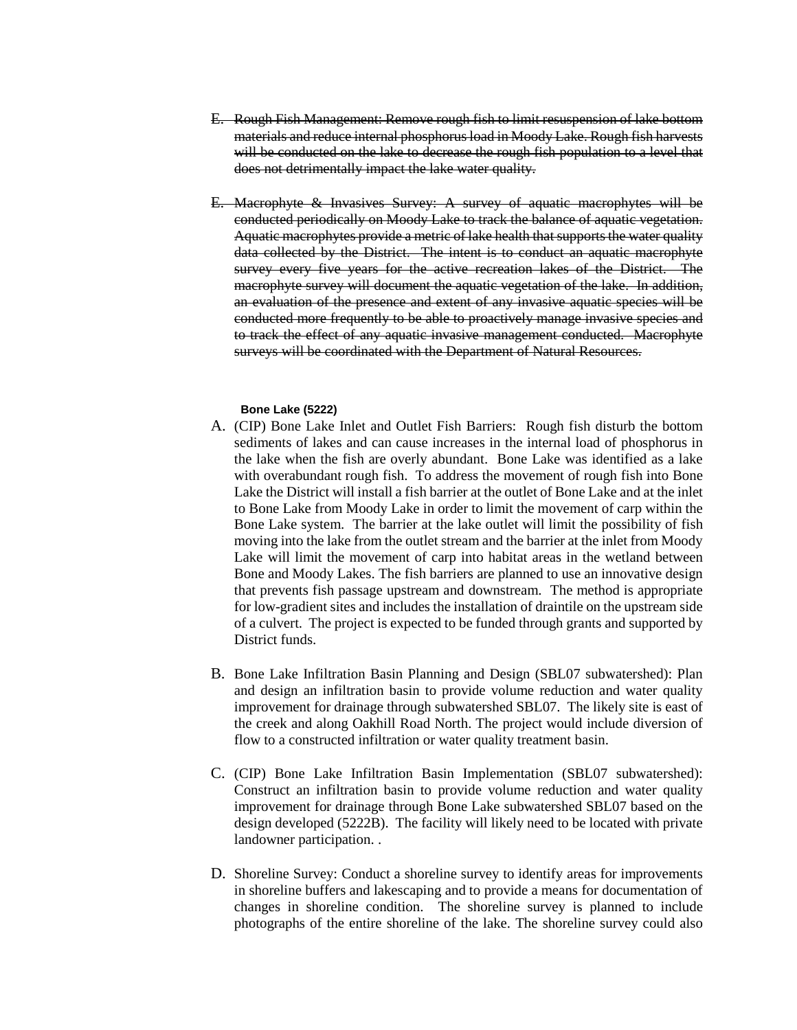~~E. Rough Fish Management: Remove rough fish to limit resuspension of lake bottom materials and reduce internal phosphorus load in Moody Lake. Rough fish harvests will be conducted on the lake to decrease the rough fish population to a level that does not detrimentally impact the lake water quality.~~

~~E. Macrophyte & Invasives Survey: A survey of aquatic macrophytes will be conducted periodically on Moody Lake to track the balance of aquatic vegetation. Aquatic macrophytes provide a metric of lake health that supports the water quality data collected by the District. The intent is to conduct an aquatic macrophyte survey every five years for the active recreation lakes of the District. The macrophyte survey will document the aquatic vegetation of the lake. In addition, an evaluation of the presence and extent of any invasive aquatic species will be conducted more frequently to be able to proactively manage invasive species and to track the effect of any aquatic invasive management conducted. Macrophyte surveys will be coordinated with the Department of Natural Resources.~~

**Bone Lake (5222)**

A. (CIP) Bone Lake Inlet and Outlet Fish Barriers: Rough fish disturb the bottom sediments of lakes and can cause increases in the internal load of phosphorus in the lake when the fish are overly abundant. Bone Lake was identified as a lake with overabundant rough fish. To address the movement of rough fish into Bone Lake the District will install a fish barrier at the outlet of Bone Lake and at the inlet to Bone Lake from Moody Lake in order to limit the movement of carp within the Bone Lake system. The barrier at the lake outlet will limit the possibility of fish moving into the lake from the outlet stream and the barrier at the inlet from Moody Lake will limit the movement of carp into habitat areas in the wetland between Bone and Moody Lakes. The fish barriers are planned to use an innovative design that prevents fish passage upstream and downstream. The method is appropriate for low-gradient sites and includes the installation of draintile on the upstream side of a culvert. The project is expected to be funded through grants and supported by District funds.

B. Bone Lake Infiltration Basin Planning and Design (SBL07 subwatershed): Plan and design an infiltration basin to provide volume reduction and water quality improvement for drainage through subwatershed SBL07. The likely site is east of the creek and along Oakhill Road North. The project would include diversion of flow to a constructed infiltration or water quality treatment basin.

C. (CIP) Bone Lake Infiltration Basin Implementation (SBL07 subwatershed): Construct an infiltration basin to provide volume reduction and water quality improvement for drainage through Bone Lake subwatershed SBL07 based on the design developed (5222B). The facility will likely need to be located with private landowner participation. .

D. Shoreline Survey: Conduct a shoreline survey to identify areas for improvements in shoreline buffers and lakescaping and to provide a means for documentation of changes in shoreline condition. The shoreline survey is planned to include photographs of the entire shoreline of the lake. The shoreline survey could also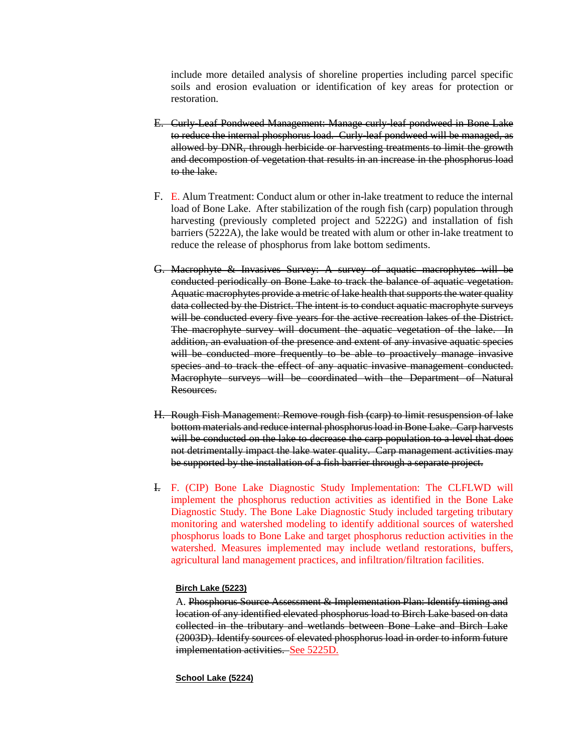include more detailed analysis of shoreline properties including parcel specific soils and erosion evaluation or identification of key areas for protection or restoration.

~~E. Curly-Leaf Pondweed Management: Manage curly-leaf pondweed in Bone Lake to reduce the internal phosphorus load. Curly-leaf pondweed will be managed, as allowed by DNR, through herbicide or harvesting treatments to limit the growth and decompostion of vegetation that results in an increase in the phosphorus load to the lake.~~

F. E. Alum Treatment: Conduct alum or other in-lake treatment to reduce the internal load of Bone Lake. After stabilization of the rough fish (carp) population through harvesting (previously completed project and 5222G) and installation of fish barriers (5222A), the lake would be treated with alum or other in-lake treatment to reduce the release of phosphorus from lake bottom sediments.

~~G. Macrophyte & Invasives Survey: A survey of aquatic macrophytes will be conducted periodically on Bone Lake to track the balance of aquatic vegetation. Aquatic macrophytes provide a metric of lake health that supports the water quality data collected by the District. The intent is to conduct aquatic macrophyte surveys will be conducted every five years for the active recreation lakes of the District. The macrophyte survey will document the aquatic vegetation of the lake. In addition, an evaluation of the presence and extent of any invasive aquatic species will be conducted more frequently to be able to proactively manage invasive species and to track the effect of any aquatic invasive management conducted. Macrophyte surveys will be coordinated with the Department of Natural Resources.~~

~~H. Rough Fish Management: Remove rough fish (carp) to limit resuspension of lake bottom materials and reduce internal phosphorus load in Bone Lake. Carp harvests will be conducted on the lake to decrease the carp population to a level that does not detrimentally impact the lake water quality. Carp management activities may be supported by the installation of a fish barrier through a separate project.~~

~~I.~~ F. (CIP) Bone Lake Diagnostic Study Implementation: The CLFLWD will implement the phosphorus reduction activities as identified in the Bone Lake Diagnostic Study. The Bone Lake Diagnostic Study included targeting tributary monitoring and watershed modeling to identify additional sources of watershed phosphorus loads to Bone Lake and target phosphorus reduction activities in the watershed. Measures implemented may include wetland restorations, buffers, agricultural land management practices, and infiltration/filtration facilities.

**Birch Lake (5223)**

A. ~~Phosphorus Source Assessment & Implementation Plan: Identify timing and location of any identified elevated phosphorus load to Birch Lake based on data collected in the tributary and wetlands between Bone Lake and Birch Lake (2003D). Identify sources of elevated phosphorus load in order to inform future implementation activities.~~ See 5225D.

**School Lake (5224)**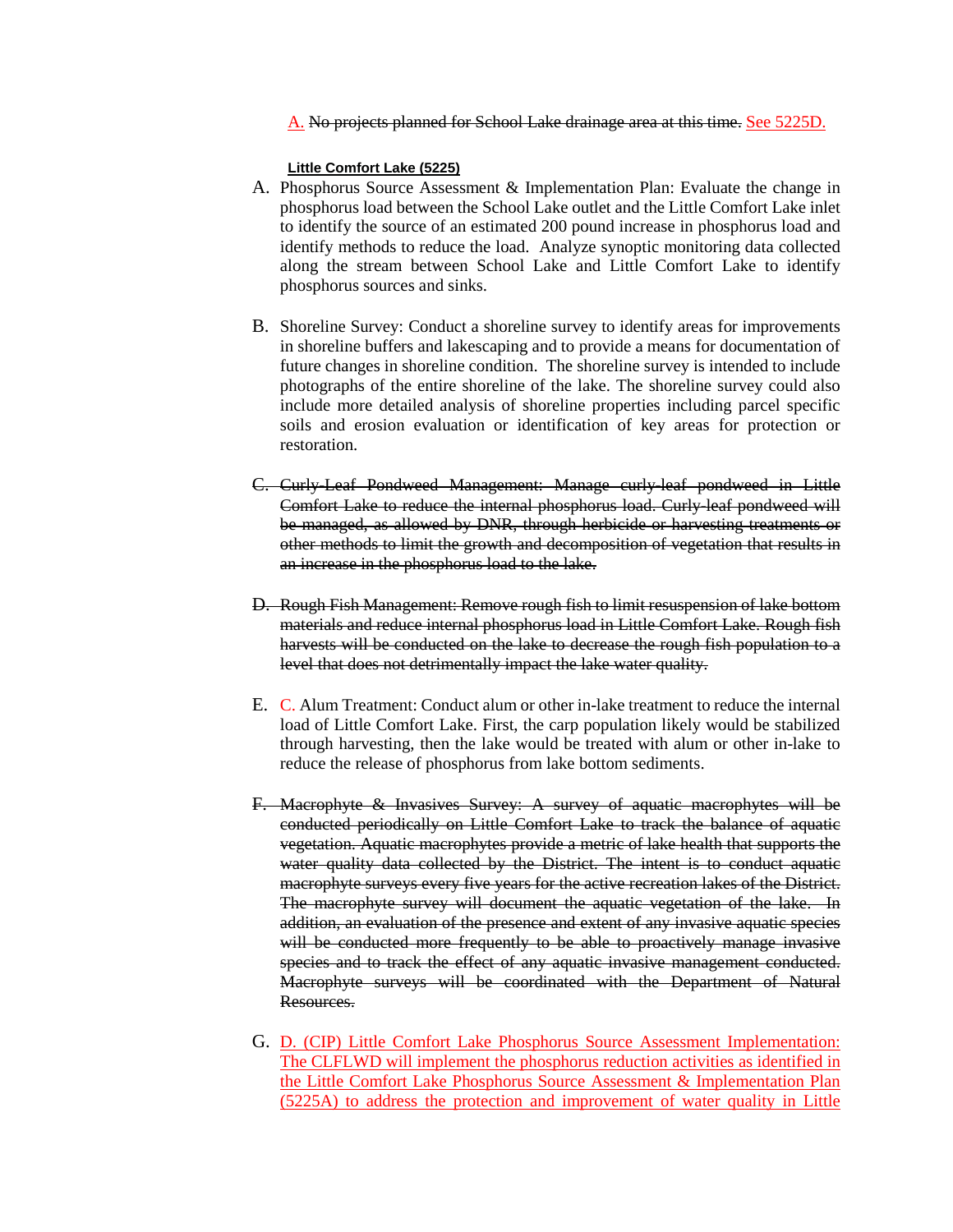A. ~~No projects planned for School Lake drainage area at this time.~~ See 5225D.

**Little Comfort Lake (5225)**

A. Phosphorus Source Assessment & Implementation Plan: Evaluate the change in phosphorus load between the School Lake outlet and the Little Comfort Lake inlet to identify the source of an estimated 200 pound increase in phosphorus load and identify methods to reduce the load. Analyze synoptic monitoring data collected along the stream between School Lake and Little Comfort Lake to identify phosphorus sources and sinks.

B. Shoreline Survey: Conduct a shoreline survey to identify areas for improvements in shoreline buffers and lakescaping and to provide a means for documentation of future changes in shoreline condition. The shoreline survey is intended to include photographs of the entire shoreline of the lake. The shoreline survey could also include more detailed analysis of shoreline properties including parcel specific soils and erosion evaluation or identification of key areas for protection or restoration.

~~C. Curly-Leaf Pondweed Management: Manage curly-leaf pondweed in Little Comfort Lake to reduce the internal phosphorus load. Curly-leaf pondweed will be managed, as allowed by DNR, through herbicide or harvesting treatments or other methods to limit the growth and decomposition of vegetation that results in an increase in the phosphorus load to the lake.~~

~~D. Rough Fish Management: Remove rough fish to limit resuspension of lake bottom materials and reduce internal phosphorus load in Little Comfort Lake. Rough fish harvests will be conducted on the lake to decrease the rough fish population to a level that does not detrimentally impact the lake water quality.~~

E. C. Alum Treatment: Conduct alum or other in-lake treatment to reduce the internal load of Little Comfort Lake. First, the carp population likely would be stabilized through harvesting, then the lake would be treated with alum or other in-lake to reduce the release of phosphorus from lake bottom sediments.

~~F. Macrophyte & Invasives Survey: A survey of aquatic macrophytes will be conducted periodically on Little Comfort Lake to track the balance of aquatic vegetation. Aquatic macrophytes provide a metric of lake health that supports the water quality data collected by the District. The intent is to conduct aquatic macrophyte surveys every five years for the active recreation lakes of the District. The macrophyte survey will document the aquatic vegetation of the lake. In addition, an evaluation of the presence and extent of any invasive aquatic species will be conducted more frequently to be able to proactively manage invasive species and to track the effect of any aquatic invasive management conducted. Macrophyte surveys will be coordinated with the Department of Natural Resources.~~

G. D. (CIP) Little Comfort Lake Phosphorus Source Assessment Implementation: The CLFLWD will implement the phosphorus reduction activities as identified in the Little Comfort Lake Phosphorus Source Assessment & Implementation Plan (5225A) to address the protection and improvement of water quality in Little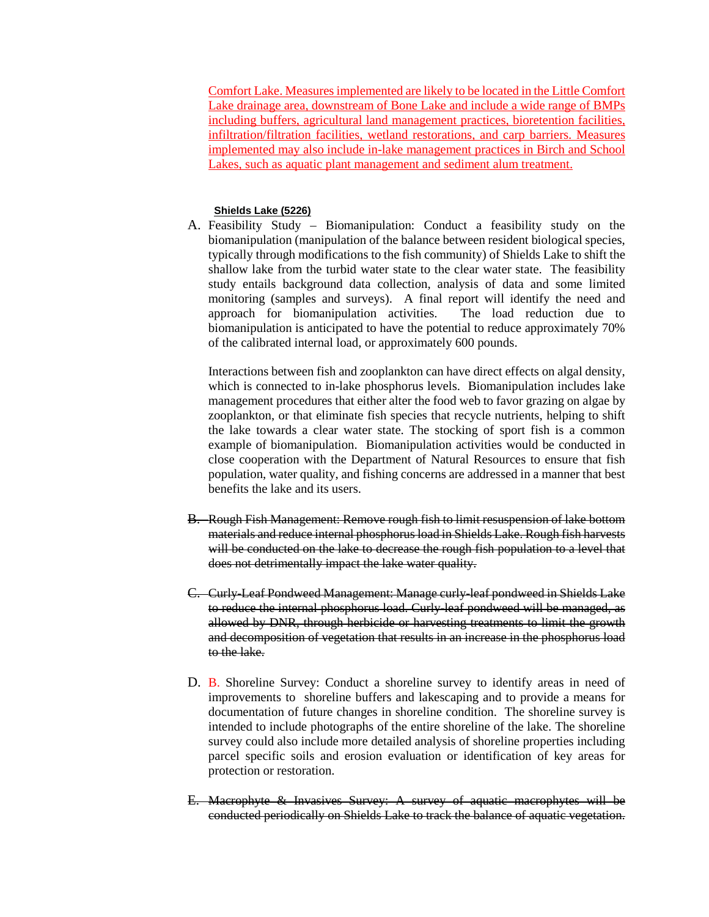Comfort Lake. Measures implemented are likely to be located in the Little Comfort Lake drainage area, downstream of Bone Lake and include a wide range of BMPs including buffers, agricultural land management practices, bioretention facilities, infiltration/filtration facilities, wetland restorations, and carp barriers. Measures implemented may also include in-lake management practices in Birch and School Lakes, such as aquatic plant management and sediment alum treatment.

**Shields Lake (5226)**

A. Feasibility Study – Biomanipulation: Conduct a feasibility study on the biomanipulation (manipulation of the balance between resident biological species, typically through modifications to the fish community) of Shields Lake to shift the shallow lake from the turbid water state to the clear water state. The feasibility study entails background data collection, analysis of data and some limited monitoring (samples and surveys). A final report will identify the need and approach for biomanipulation activities. The load reduction due to biomanipulation is anticipated to have the potential to reduce approximately 70% of the calibrated internal load, or approximately 600 pounds.

   Interactions between fish and zooplankton can have direct effects on algal density, which is connected to in-lake phosphorus levels. Biomanipulation includes lake management procedures that either alter the food web to favor grazing on algae by zooplankton, or that eliminate fish species that recycle nutrients, helping to shift the lake towards a clear water state. The stocking of sport fish is a common example of biomanipulation. Biomanipulation activities would be conducted in close cooperation with the Department of Natural Resources to ensure that fish population, water quality, and fishing concerns are addressed in a manner that best benefits the lake and its users.

~~B. Rough Fish Management: Remove rough fish to limit resuspension of lake bottom materials and reduce internal phosphorus load in Shields Lake. Rough fish harvests will be conducted on the lake to decrease the rough fish population to a level that does not detrimentally impact the lake water quality.~~

~~C. Curly-Leaf Pondweed Management: Manage curly-leaf pondweed in Shields Lake to reduce the internal phosphorus load. Curly-leaf pondweed will be managed, as allowed by DNR, through herbicide or harvesting treatments to limit the growth and decomposition of vegetation that results in an increase in the phosphorus load to the lake.~~

D. B. Shoreline Survey: Conduct a shoreline survey to identify areas in need of improvements to shoreline buffers and lakescaping and to provide a means for documentation of future changes in shoreline condition. The shoreline survey is intended to include photographs of the entire shoreline of the lake. The shoreline survey could also include more detailed analysis of shoreline properties including parcel specific soils and erosion evaluation or identification of key areas for protection or restoration.

~~E. Macrophyte & Invasives Survey: A survey of aquatic macrophytes will be conducted periodically on Shields Lake to track the balance of aquatic vegetation.~~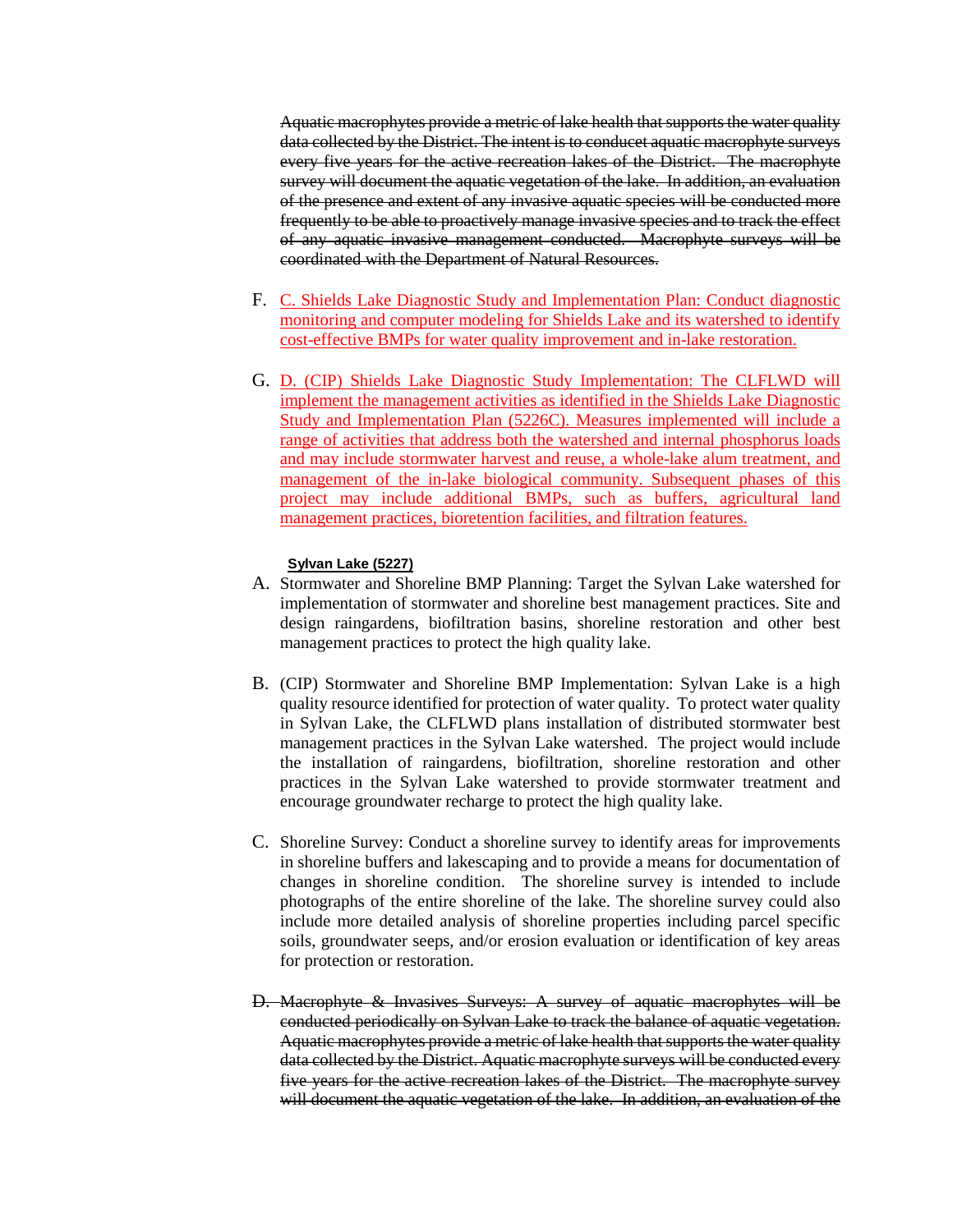~~Aquatic macrophytes provide a metric of lake health that supports the water quality data collected by the District. The intent is to conducet aquatic macrophyte surveys every five years for the active recreation lakes of the District. The macrophyte survey will document the aquatic vegetation of the lake. In addition, an evaluation of the presence and extent of any invasive aquatic species will be conducted more frequently to be able to proactively manage invasive species and to track the effect of any aquatic invasive management conducted. Macrophyte surveys will be coordinated with the Department of Natural Resources.~~

F. <u>C. Shields Lake Diagnostic Study and Implementation Plan: Conduct diagnostic monitoring and computer modeling for Shields Lake and its watershed to identify cost-effective BMPs for water quality improvement and in-lake restoration.</u>

G. <u>D. (CIP) Shields Lake Diagnostic Study Implementation: The CLFLWD will implement the management activities as identified in the Shields Lake Diagnostic Study and Implementation Plan (5226C). Measures implemented will include a range of activities that address both the watershed and internal phosphorus loads and may include stormwater harvest and reuse, a whole-lake alum treatment, and management of the in-lake biological community. Subsequent phases of this project may include additional BMPs, such as buffers, agricultural land management practices, bioretention facilities, and filtration features.</u>

**<u>Sylvan Lake (5227)</u>**

A. Stormwater and Shoreline BMP Planning: Target the Sylvan Lake watershed for implementation of stormwater and shoreline best management practices. Site and design raingardens, biofiltration basins, shoreline restoration and other best management practices to protect the high quality lake.

B. (CIP) Stormwater and Shoreline BMP Implementation: Sylvan Lake is a high quality resource identified for protection of water quality. To protect water quality in Sylvan Lake, the CLFLWD plans installation of distributed stormwater best management practices in the Sylvan Lake watershed. The project would include the installation of raingardens, biofiltration, shoreline restoration and other practices in the Sylvan Lake watershed to provide stormwater treatment and encourage groundwater recharge to protect the high quality lake.

C. Shoreline Survey: Conduct a shoreline survey to identify areas for improvements in shoreline buffers and lakescaping and to provide a means for documentation of changes in shoreline condition. The shoreline survey is intended to include photographs of the entire shoreline of the lake. The shoreline survey could also include more detailed analysis of shoreline properties including parcel specific soils, groundwater seeps, and/or erosion evaluation or identification of key areas for protection or restoration.

~~D. Macrophyte & Invasives Surveys: A survey of aquatic macrophytes will be conducted periodically on Sylvan Lake to track the balance of aquatic vegetation. Aquatic macrophytes provide a metric of lake health that supports the water quality data collected by the District. Aquatic macrophyte surveys will be conducted every five years for the active recreation lakes of the District. The macrophyte survey will document the aquatic vegetation of the lake. In addition, an evaluation of the~~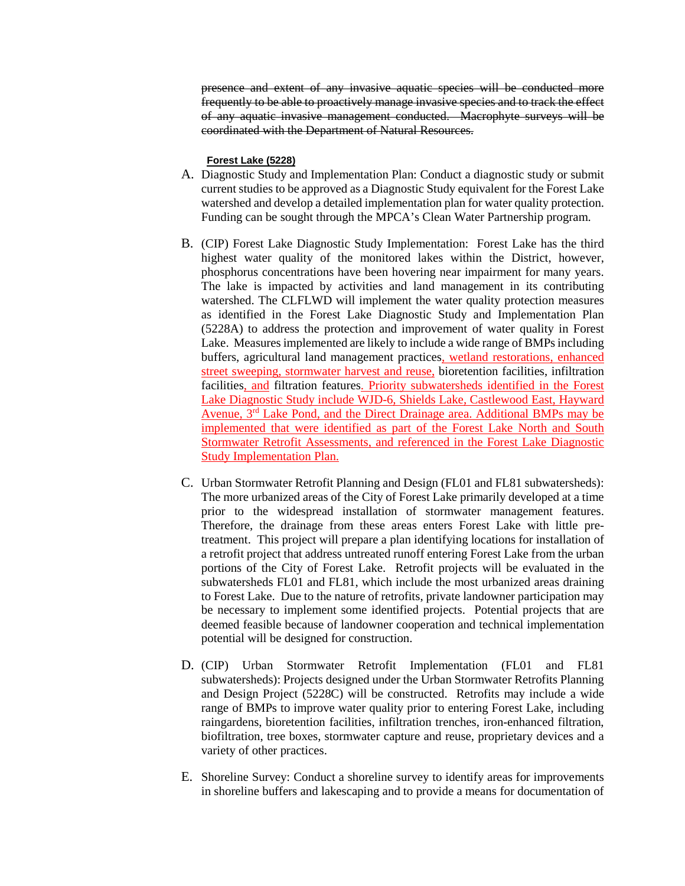~~presence and extent of any invasive aquatic species will be conducted more frequently to be able to proactively manage invasive species and to track the effect of any aquatic invasive management conducted. Macrophyte surveys will be coordinated with the Department of Natural Resources.~~

**Forest Lake (5228)**

A. Diagnostic Study and Implementation Plan: Conduct a diagnostic study or submit current studies to be approved as a Diagnostic Study equivalent for the Forest Lake watershed and develop a detailed implementation plan for water quality protection. Funding can be sought through the MPCA's Clean Water Partnership program.

B. (CIP) Forest Lake Diagnostic Study Implementation: Forest Lake has the third highest water quality of the monitored lakes within the District, however, phosphorus concentrations have been hovering near impairment for many years. The lake is impacted by activities and land management in its contributing watershed. The CLFLWD will implement the water quality protection measures as identified in the Forest Lake Diagnostic Study and Implementation Plan (5228A) to address the protection and improvement of water quality in Forest Lake. Measures implemented are likely to include a wide range of BMPs including buffers, agricultural land management practices, wetland restorations, enhanced street sweeping, stormwater harvest and reuse, bioretention facilities, infiltration facilities, and filtration features. Priority subwatersheds identified in the Forest Lake Diagnostic Study include WJD-6, Shields Lake, Castlewood East, Hayward Avenue, 3rd Lake Pond, and the Direct Drainage area. Additional BMPs may be implemented that were identified as part of the Forest Lake North and South Stormwater Retrofit Assessments, and referenced in the Forest Lake Diagnostic Study Implementation Plan.

C. Urban Stormwater Retrofit Planning and Design (FL01 and FL81 subwatersheds): The more urbanized areas of the City of Forest Lake primarily developed at a time prior to the widespread installation of stormwater management features. Therefore, the drainage from these areas enters Forest Lake with little pre-treatment. This project will prepare a plan identifying locations for installation of a retrofit project that address untreated runoff entering Forest Lake from the urban portions of the City of Forest Lake. Retrofit projects will be evaluated in the subwatersheds FL01 and FL81, which include the most urbanized areas draining to Forest Lake. Due to the nature of retrofits, private landowner participation may be necessary to implement some identified projects. Potential projects that are deemed feasible because of landowner cooperation and technical implementation potential will be designed for construction.

D. (CIP) Urban Stormwater Retrofit Implementation (FL01 and FL81 subwatersheds): Projects designed under the Urban Stormwater Retrofits Planning and Design Project (5228C) will be constructed. Retrofits may include a wide range of BMPs to improve water quality prior to entering Forest Lake, including raingardens, bioretention facilities, infiltration trenches, iron-enhanced filtration, biofiltration, tree boxes, stormwater capture and reuse, proprietary devices and a variety of other practices.

E. Shoreline Survey: Conduct a shoreline survey to identify areas for improvements in shoreline buffers and lakescaping and to provide a means for documentation of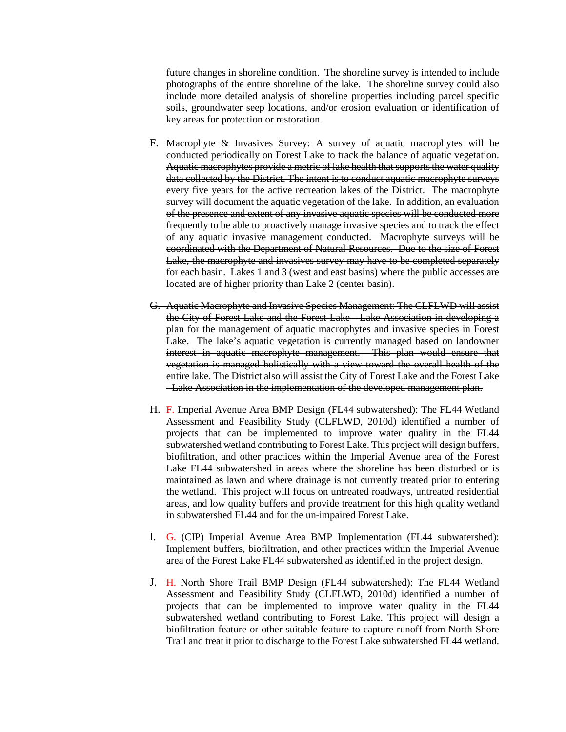future changes in shoreline condition. The shoreline survey is intended to include photographs of the entire shoreline of the lake. The shoreline survey could also include more detailed analysis of shoreline properties including parcel specific soils, groundwater seep locations, and/or erosion evaluation or identification of key areas for protection or restoration.

~~F. Macrophyte & Invasives Survey: A survey of aquatic macrophytes will be conducted periodically on Forest Lake to track the balance of aquatic vegetation. Aquatic macrophytes provide a metric of lake health that supports the water quality data collected by the District. The intent is to conduct aquatic macrophyte surveys every five years for the active recreation lakes of the District. The macrophyte survey will document the aquatic vegetation of the lake. In addition, an evaluation of the presence and extent of any invasive aquatic species will be conducted more frequently to be able to proactively manage invasive species and to track the effect of any aquatic invasive management conducted. Macrophyte surveys will be coordinated with the Department of Natural Resources. Due to the size of Forest Lake, the macrophyte and invasives survey may have to be completed separately for each basin. Lakes 1 and 3 (west and east basins) where the public accesses are located are of higher priority than Lake 2 (center basin).~~

~~G. Aquatic Macrophyte and Invasive Species Management: The CLFLWD will assist the City of Forest Lake and the Forest Lake - Lake Association in developing a plan for the management of aquatic macrophytes and invasive species in Forest Lake. The lake's aquatic vegetation is currently managed based on landowner interest in aquatic macrophyte management. This plan would ensure that vegetation is managed holistically with a view toward the overall health of the entire lake. The District also will assist the City of Forest Lake and the Forest Lake - Lake Association in the implementation of the developed management plan.~~

H. F. Imperial Avenue Area BMP Design (FL44 subwatershed): The FL44 Wetland Assessment and Feasibility Study (CLFLWD, 2010d) identified a number of projects that can be implemented to improve water quality in the FL44 subwatershed wetland contributing to Forest Lake. This project will design buffers, biofiltration, and other practices within the Imperial Avenue area of the Forest Lake FL44 subwatershed in areas where the shoreline has been disturbed or is maintained as lawn and where drainage is not currently treated prior to entering the wetland. This project will focus on untreated roadways, untreated residential areas, and low quality buffers and provide treatment for this high quality wetland in subwatershed FL44 and for the un-impaired Forest Lake.

I. G. (CIP) Imperial Avenue Area BMP Implementation (FL44 subwatershed): Implement buffers, biofiltration, and other practices within the Imperial Avenue area of the Forest Lake FL44 subwatershed as identified in the project design.

J. H. North Shore Trail BMP Design (FL44 subwatershed): The FL44 Wetland Assessment and Feasibility Study (CLFLWD, 2010d) identified a number of projects that can be implemented to improve water quality in the FL44 subwatershed wetland contributing to Forest Lake. This project will design a biofiltration feature or other suitable feature to capture runoff from North Shore Trail and treat it prior to discharge to the Forest Lake subwatershed FL44 wetland.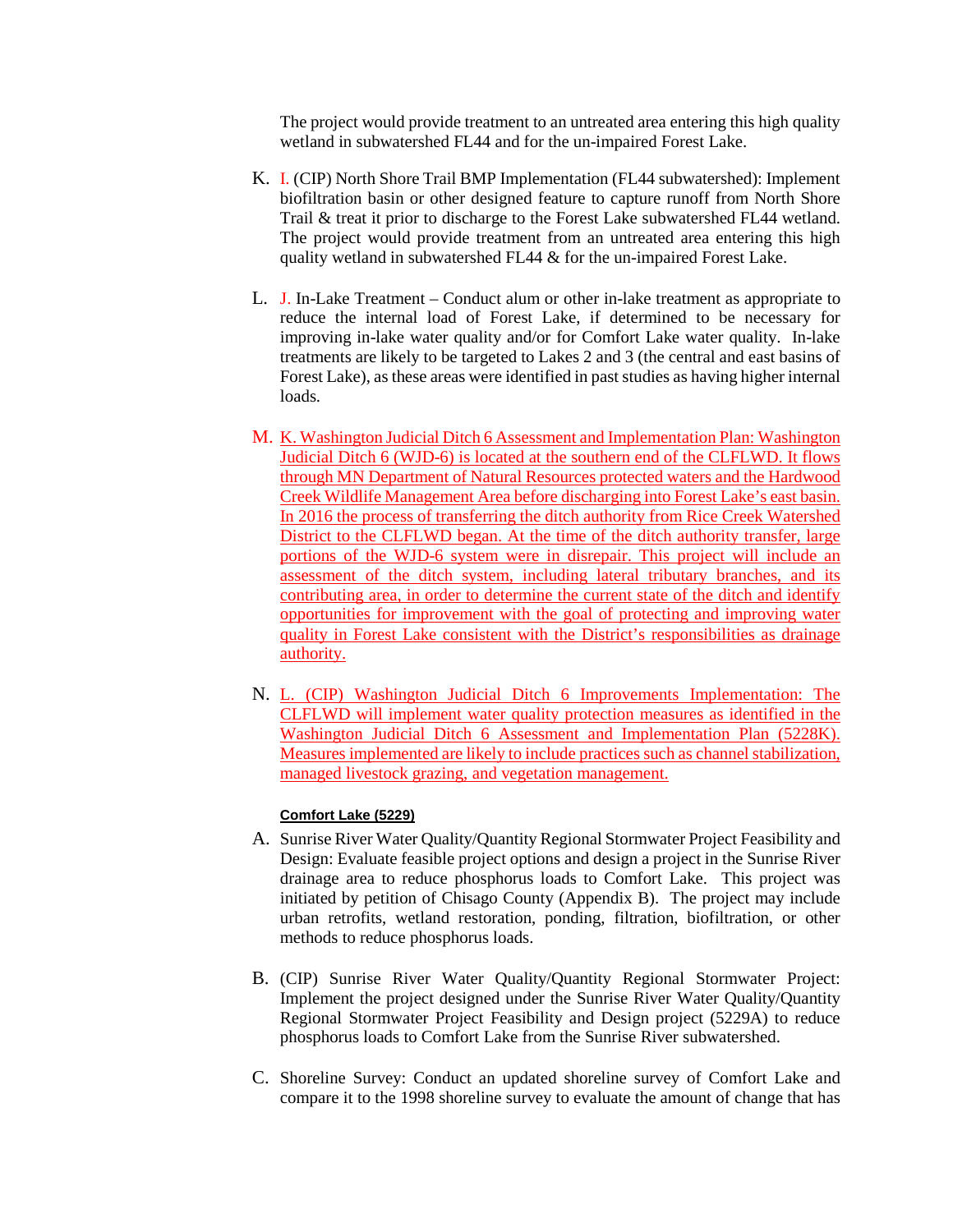The project would provide treatment to an untreated area entering this high quality wetland in subwatershed FL44 and for the un-impaired Forest Lake.

K. I. (CIP) North Shore Trail BMP Implementation (FL44 subwatershed): Implement biofiltration basin or other designed feature to capture runoff from North Shore Trail & treat it prior to discharge to the Forest Lake subwatershed FL44 wetland. The project would provide treatment from an untreated area entering this high quality wetland in subwatershed FL44 & for the un-impaired Forest Lake.

L. J. In-Lake Treatment – Conduct alum or other in-lake treatment as appropriate to reduce the internal load of Forest Lake, if determined to be necessary for improving in-lake water quality and/or for Comfort Lake water quality. In-lake treatments are likely to be targeted to Lakes 2 and 3 (the central and east basins of Forest Lake), as these areas were identified in past studies as having higher internal loads.

M. K. Washington Judicial Ditch 6 Assessment and Implementation Plan: Washington Judicial Ditch 6 (WJD-6) is located at the southern end of the CLFLWD. It flows through MN Department of Natural Resources protected waters and the Hardwood Creek Wildlife Management Area before discharging into Forest Lake's east basin. In 2016 the process of transferring the ditch authority from Rice Creek Watershed District to the CLFLWD began. At the time of the ditch authority transfer, large portions of the WJD-6 system were in disrepair. This project will include an assessment of the ditch system, including lateral tributary branches, and its contributing area, in order to determine the current state of the ditch and identify opportunities for improvement with the goal of protecting and improving water quality in Forest Lake consistent with the District's responsibilities as drainage authority.

N. L. (CIP) Washington Judicial Ditch 6 Improvements Implementation: The CLFLWD will implement water quality protection measures as identified in the Washington Judicial Ditch 6 Assessment and Implementation Plan (5228K). Measures implemented are likely to include practices such as channel stabilization, managed livestock grazing, and vegetation management.

**Comfort Lake (5229)**

A. Sunrise River Water Quality/Quantity Regional Stormwater Project Feasibility and Design: Evaluate feasible project options and design a project in the Sunrise River drainage area to reduce phosphorus loads to Comfort Lake. This project was initiated by petition of Chisago County (Appendix B). The project may include urban retrofits, wetland restoration, ponding, filtration, biofiltration, or other methods to reduce phosphorus loads.

B. (CIP) Sunrise River Water Quality/Quantity Regional Stormwater Project: Implement the project designed under the Sunrise River Water Quality/Quantity Regional Stormwater Project Feasibility and Design project (5229A) to reduce phosphorus loads to Comfort Lake from the Sunrise River subwatershed.

C. Shoreline Survey: Conduct an updated shoreline survey of Comfort Lake and compare it to the 1998 shoreline survey to evaluate the amount of change that has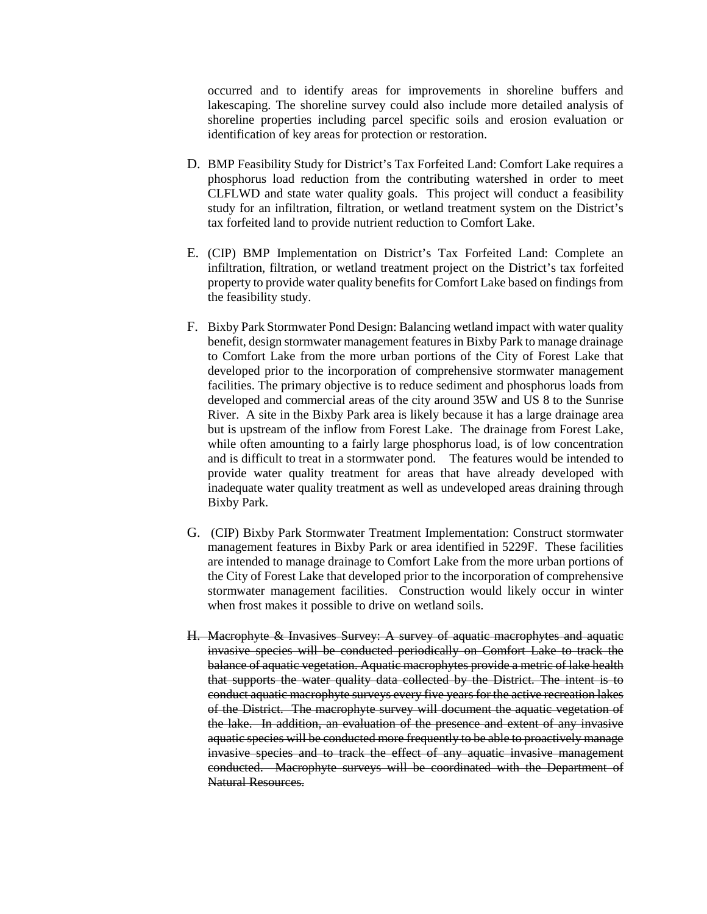occurred and to identify areas for improvements in shoreline buffers and lakescaping. The shoreline survey could also include more detailed analysis of shoreline properties including parcel specific soils and erosion evaluation or identification of key areas for protection or restoration.

D. BMP Feasibility Study for District's Tax Forfeited Land: Comfort Lake requires a phosphorus load reduction from the contributing watershed in order to meet CLFLWD and state water quality goals. This project will conduct a feasibility study for an infiltration, filtration, or wetland treatment system on the District's tax forfeited land to provide nutrient reduction to Comfort Lake.

E. (CIP) BMP Implementation on District's Tax Forfeited Land: Complete an infiltration, filtration, or wetland treatment project on the District's tax forfeited property to provide water quality benefits for Comfort Lake based on findings from the feasibility study.

F. Bixby Park Stormwater Pond Design: Balancing wetland impact with water quality benefit, design stormwater management features in Bixby Park to manage drainage to Comfort Lake from the more urban portions of the City of Forest Lake that developed prior to the incorporation of comprehensive stormwater management facilities. The primary objective is to reduce sediment and phosphorus loads from developed and commercial areas of the city around 35W and US 8 to the Sunrise River. A site in the Bixby Park area is likely because it has a large drainage area but is upstream of the inflow from Forest Lake. The drainage from Forest Lake, while often amounting to a fairly large phosphorus load, is of low concentration and is difficult to treat in a stormwater pond. The features would be intended to provide water quality treatment for areas that have already developed with inadequate water quality treatment as well as undeveloped areas draining through Bixby Park.

G. (CIP) Bixby Park Stormwater Treatment Implementation: Construct stormwater management features in Bixby Park or area identified in 5229F. These facilities are intended to manage drainage to Comfort Lake from the more urban portions of the City of Forest Lake that developed prior to the incorporation of comprehensive stormwater management facilities. Construction would likely occur in winter when frost makes it possible to drive on wetland soils.

~~H. Macrophyte & Invasives Survey: A survey of aquatic macrophytes and aquatic invasive species will be conducted periodically on Comfort Lake to track the balance of aquatic vegetation. Aquatic macrophytes provide a metric of lake health that supports the water quality data collected by the District. The intent is to conduct aquatic macrophyte surveys every five years for the active recreation lakes of the District. The macrophyte survey will document the aquatic vegetation of the lake. In addition, an evaluation of the presence and extent of any invasive aquatic species will be conducted more frequently to be able to proactively manage invasive species and to track the effect of any aquatic invasive management conducted. Macrophyte surveys will be coordinated with the Department of Natural Resources.~~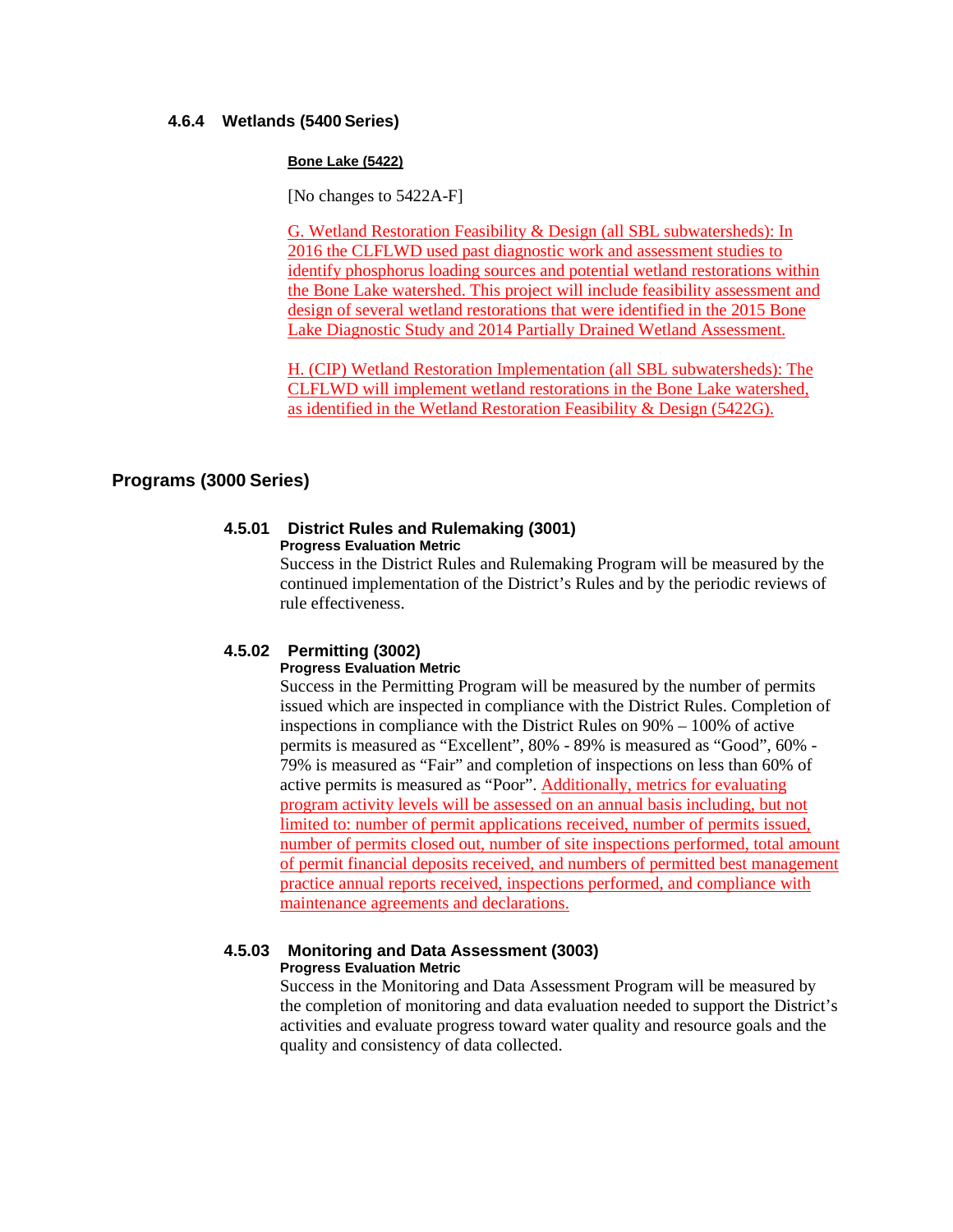### 4.6.4 Wetlands (5400 Series)

**Bone Lake (5422)**

[No changes to 5422A-F]

G. Wetland Restoration Feasibility & Design (all SBL subwatersheds): In 2016 the CLFLWD used past diagnostic work and assessment studies to identify phosphorus loading sources and potential wetland restorations within the Bone Lake watershed. This project will include feasibility assessment and design of several wetland restorations that were identified in the 2015 Bone Lake Diagnostic Study and 2014 Partially Drained Wetland Assessment.

H. (CIP) Wetland Restoration Implementation (all SBL subwatersheds): The CLFLWD will implement wetland restorations in the Bone Lake watershed, as identified in the Wetland Restoration Feasibility & Design (5422G).

## Programs (3000 Series)

### 4.5.01 District Rules and Rulemaking (3001)

**Progress Evaluation Metric**

Success in the District Rules and Rulemaking Program will be measured by the continued implementation of the District's Rules and by the periodic reviews of rule effectiveness.

### 4.5.02 Permitting (3002)

**Progress Evaluation Metric**

Success in the Permitting Program will be measured by the number of permits issued which are inspected in compliance with the District Rules. Completion of inspections in compliance with the District Rules on 90% – 100% of active permits is measured as "Excellent", 80% - 89% is measured as "Good", 60% - 79% is measured as "Fair" and completion of inspections on less than 60% of active permits is measured as "Poor". Additionally, metrics for evaluating program activity levels will be assessed on an annual basis including, but not limited to: number of permit applications received, number of permits issued, number of permits closed out, number of site inspections performed, total amount of permit financial deposits received, and numbers of permitted best management practice annual reports received, inspections performed, and compliance with maintenance agreements and declarations.

### 4.5.03 Monitoring and Data Assessment (3003)

**Progress Evaluation Metric**

Success in the Monitoring and Data Assessment Program will be measured by the completion of monitoring and data evaluation needed to support the District's activities and evaluate progress toward water quality and resource goals and the quality and consistency of data collected.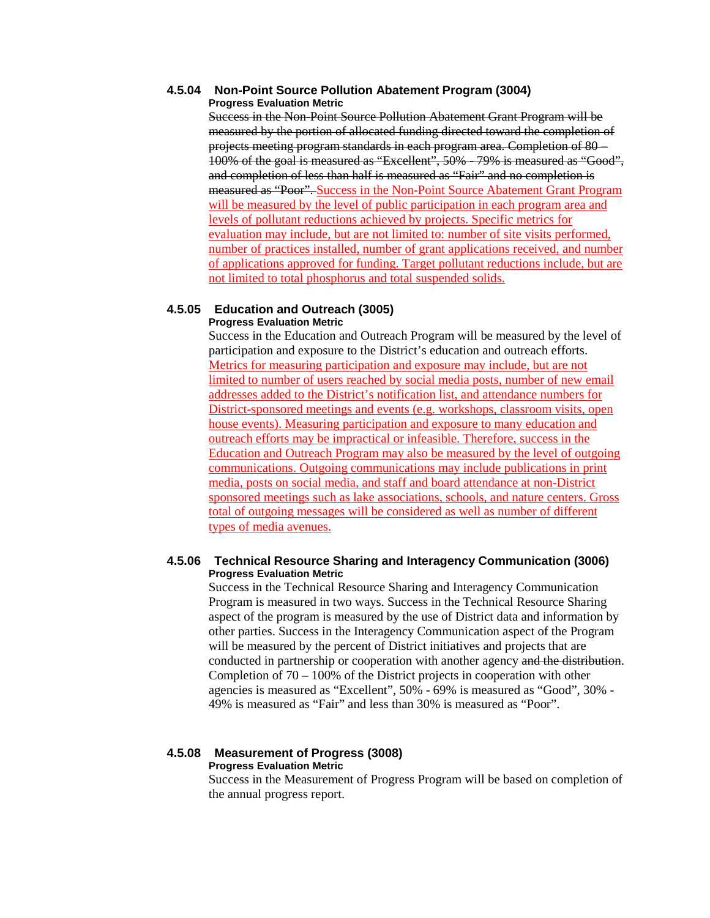### 4.5.04 Non-Point Source Pollution Abatement Program (3004)

**Progress Evaluation Metric**

~~Success in the Non-Point Source Pollution Abatement Grant Program will be measured by the portion of allocated funding directed toward the completion of projects meeting program standards in each program area. Completion of 80 – 100% of the goal is measured as "Excellent", 50% - 79% is measured as "Good", and completion of less than half is measured as "Fair" and no completion is measured as "Poor".~~ Success in the Non-Point Source Abatement Grant Program will be measured by the level of public participation in each program area and levels of pollutant reductions achieved by projects. Specific metrics for evaluation may include, but are not limited to: number of site visits performed, number of practices installed, number of grant applications received, and number of applications approved for funding. Target pollutant reductions include, but are not limited to total phosphorus and total suspended solids.

### 4.5.05 Education and Outreach (3005)

**Progress Evaluation Metric**

Success in the Education and Outreach Program will be measured by the level of participation and exposure to the District's education and outreach efforts. Metrics for measuring participation and exposure may include, but are not limited to number of users reached by social media posts, number of new email addresses added to the District's notification list, and attendance numbers for District-sponsored meetings and events (e.g. workshops, classroom visits, open house events). Measuring participation and exposure to many education and outreach efforts may be impractical or infeasible. Therefore, success in the Education and Outreach Program may also be measured by the level of outgoing communications. Outgoing communications may include publications in print media, posts on social media, and staff and board attendance at non-District sponsored meetings such as lake associations, schools, and nature centers. Gross total of outgoing messages will be considered as well as number of different types of media avenues.

### 4.5.06 Technical Resource Sharing and Interagency Communication (3006)

**Progress Evaluation Metric**

Success in the Technical Resource Sharing and Interagency Communication Program is measured in two ways. Success in the Technical Resource Sharing aspect of the program is measured by the use of District data and information by other parties. Success in the Interagency Communication aspect of the Program will be measured by the percent of District initiatives and projects that are conducted in partnership or cooperation with another agency ~~and the distribution~~. Completion of 70 – 100% of the District projects in cooperation with other agencies is measured as "Excellent", 50% - 69% is measured as "Good", 30% - 49% is measured as "Fair" and less than 30% is measured as "Poor".

### 4.5.08 Measurement of Progress (3008)

**Progress Evaluation Metric**

Success in the Measurement of Progress Program will be based on completion of the annual progress report.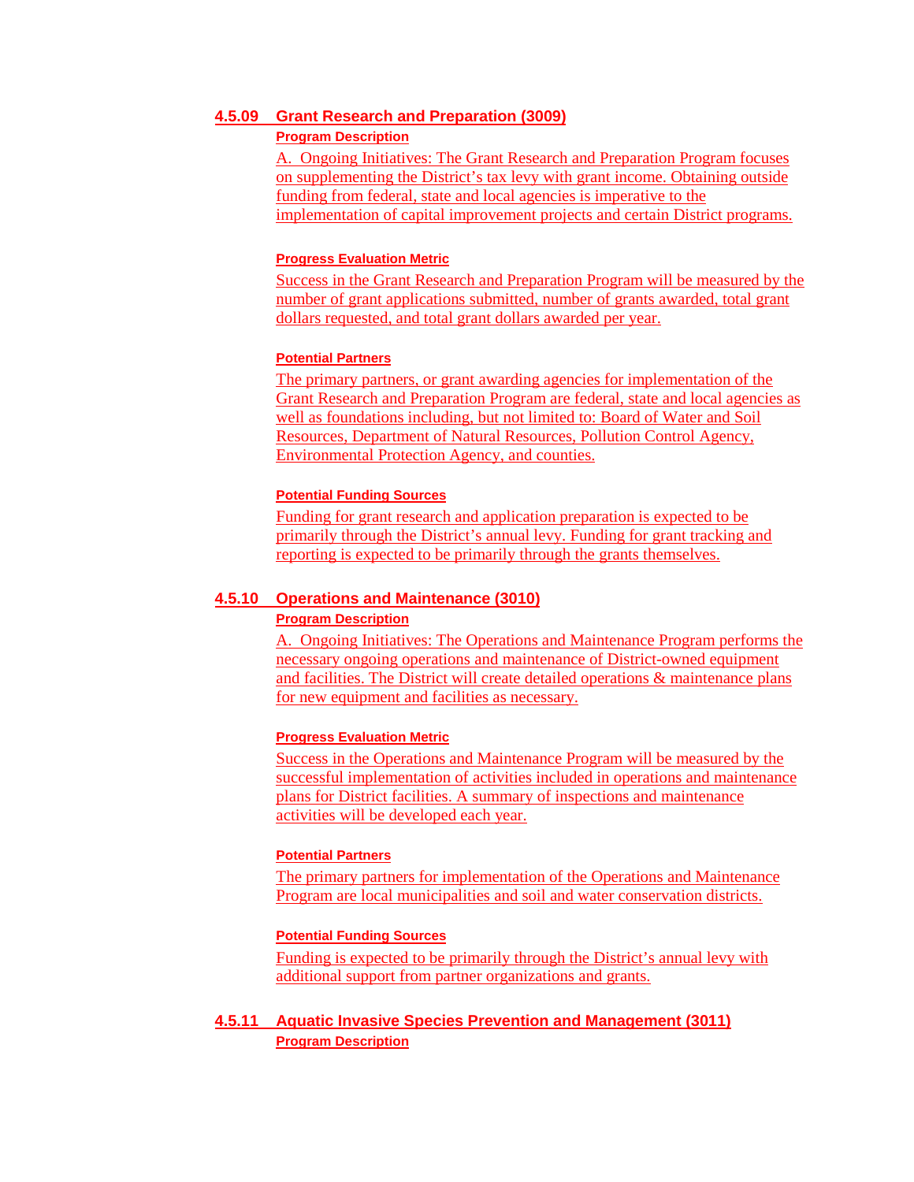### 4.5.09 Grant Research and Preparation (3009)

#### Program Description

A. Ongoing Initiatives: The Grant Research and Preparation Program focuses on supplementing the District's tax levy with grant income. Obtaining outside funding from federal, state and local agencies is imperative to the implementation of capital improvement projects and certain District programs.

#### Progress Evaluation Metric

Success in the Grant Research and Preparation Program will be measured by the number of grant applications submitted, number of grants awarded, total grant dollars requested, and total grant dollars awarded per year.

#### Potential Partners

The primary partners, or grant awarding agencies for implementation of the Grant Research and Preparation Program are federal, state and local agencies as well as foundations including, but not limited to: Board of Water and Soil Resources, Department of Natural Resources, Pollution Control Agency, Environmental Protection Agency, and counties.

#### Potential Funding Sources

Funding for grant research and application preparation is expected to be primarily through the District's annual levy. Funding for grant tracking and reporting is expected to be primarily through the grants themselves.

### 4.5.10 Operations and Maintenance (3010)

#### Program Description

A. Ongoing Initiatives: The Operations and Maintenance Program performs the necessary ongoing operations and maintenance of District-owned equipment and facilities. The District will create detailed operations & maintenance plans for new equipment and facilities as necessary.

#### Progress Evaluation Metric

Success in the Operations and Maintenance Program will be measured by the successful implementation of activities included in operations and maintenance plans for District facilities. A summary of inspections and maintenance activities will be developed each year.

#### Potential Partners

The primary partners for implementation of the Operations and Maintenance Program are local municipalities and soil and water conservation districts.

#### Potential Funding Sources

Funding is expected to be primarily through the District's annual levy with additional support from partner organizations and grants.

### 4.5.11 Aquatic Invasive Species Prevention and Management (3011)

#### Program Description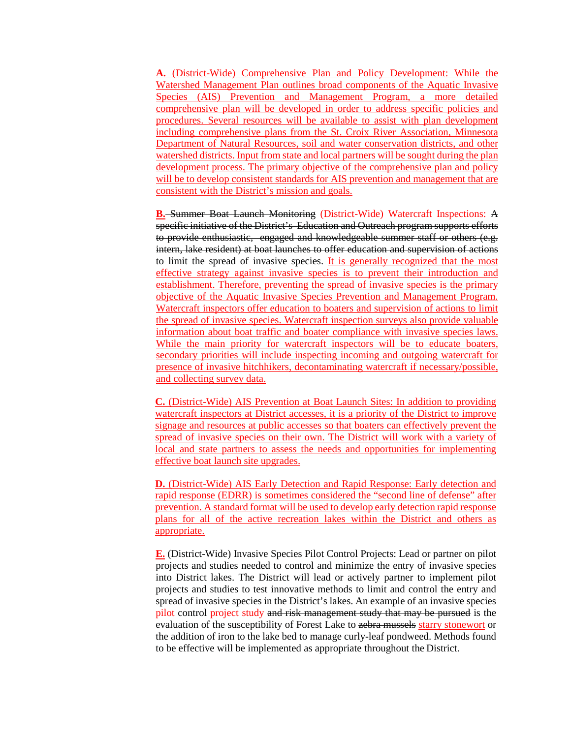**A.** (District-Wide) Comprehensive Plan and Policy Development: While the Watershed Management Plan outlines broad components of the Aquatic Invasive Species (AIS) Prevention and Management Program, a more detailed comprehensive plan will be developed in order to address specific policies and procedures. Several resources will be available to assist with plan development including comprehensive plans from the St. Croix River Association, Minnesota Department of Natural Resources, soil and water conservation districts, and other watershed districts. Input from state and local partners will be sought during the plan development process. The primary objective of the comprehensive plan and policy will be to develop consistent standards for AIS prevention and management that are consistent with the District's mission and goals.

**B.** ~~Summer Boat Launch Monitoring~~ (District-Wide) Watercraft Inspections: ~~A specific initiative of the District's Education and Outreach program supports efforts to provide enthusiastic, engaged and knowledgeable summer staff or others (e.g. intern, lake resident) at boat launches to offer education and supervision of actions to limit the spread of invasive species.~~ It is generally recognized that the most effective strategy against invasive species is to prevent their introduction and establishment. Therefore, preventing the spread of invasive species is the primary objective of the Aquatic Invasive Species Prevention and Management Program. Watercraft inspectors offer education to boaters and supervision of actions to limit the spread of invasive species. Watercraft inspection surveys also provide valuable information about boat traffic and boater compliance with invasive species laws. While the main priority for watercraft inspectors will be to educate boaters, secondary priorities will include inspecting incoming and outgoing watercraft for presence of invasive hitchhikers, decontaminating watercraft if necessary/possible, and collecting survey data.

**C.** (District-Wide) AIS Prevention at Boat Launch Sites: In addition to providing watercraft inspectors at District accesses, it is a priority of the District to improve signage and resources at public accesses so that boaters can effectively prevent the spread of invasive species on their own. The District will work with a variety of local and state partners to assess the needs and opportunities for implementing effective boat launch site upgrades.

**D.** (District-Wide) AIS Early Detection and Rapid Response: Early detection and rapid response (EDRR) is sometimes considered the "second line of defense" after prevention. A standard format will be used to develop early detection rapid response plans for all of the active recreation lakes within the District and others as appropriate.

**E.** (District-Wide) Invasive Species Pilot Control Projects: Lead or partner on pilot projects and studies needed to control and minimize the entry of invasive species into District lakes. The District will lead or actively partner to implement pilot projects and studies to test innovative methods to limit and control the entry and spread of invasive species in the District's lakes. An example of an invasive species pilot control project study ~~and risk management study that may be pursued~~ is the evaluation of the susceptibility of Forest Lake to ~~zebra mussels~~ starry stonewort or the addition of iron to the lake bed to manage curly-leaf pondweed. Methods found to be effective will be implemented as appropriate throughout the District.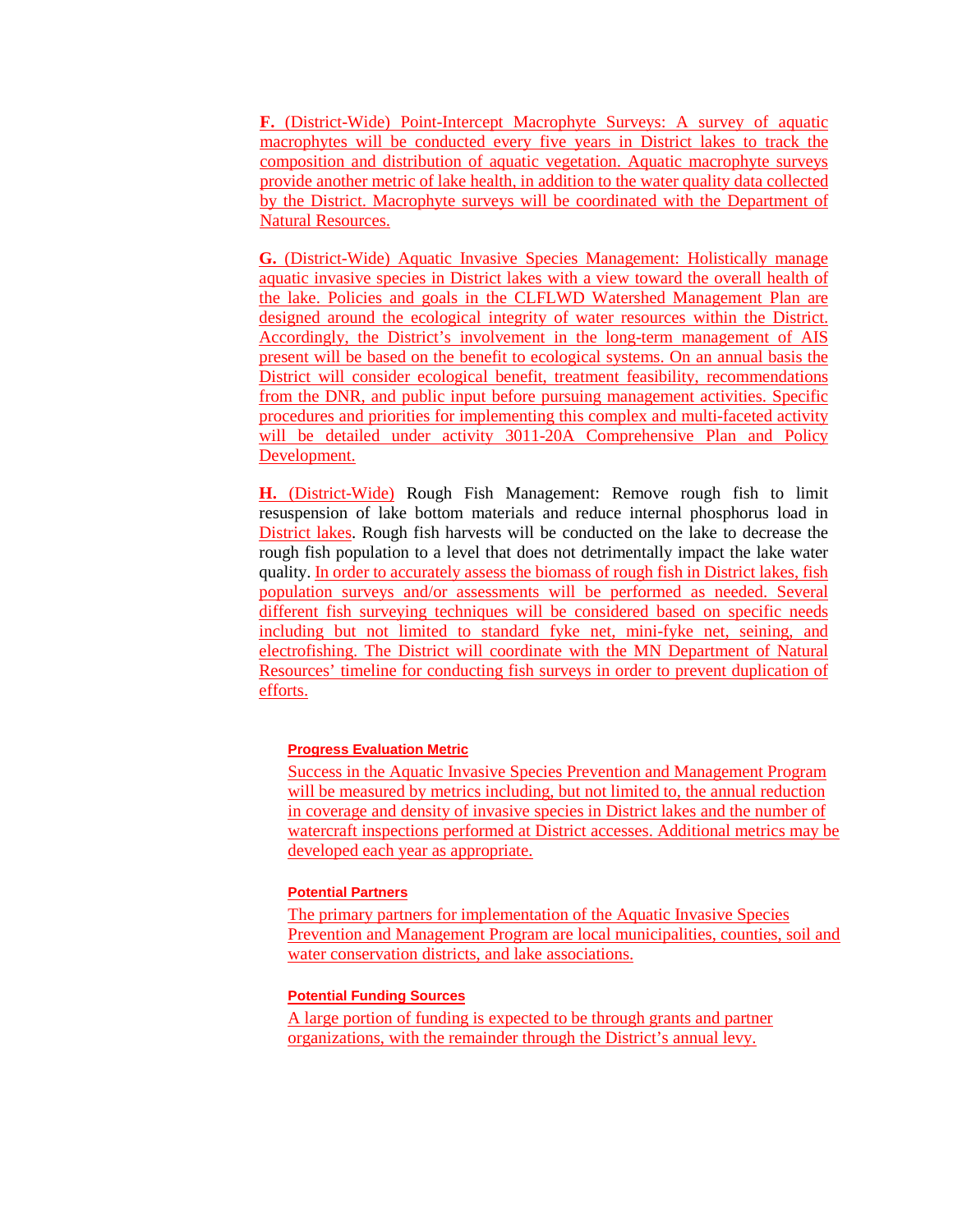**F.** (District-Wide) Point-Intercept Macrophyte Surveys: A survey of aquatic macrophytes will be conducted every five years in District lakes to track the composition and distribution of aquatic vegetation. Aquatic macrophyte surveys provide another metric of lake health, in addition to the water quality data collected by the District. Macrophyte surveys will be coordinated with the Department of Natural Resources.

**G.** (District-Wide) Aquatic Invasive Species Management: Holistically manage aquatic invasive species in District lakes with a view toward the overall health of the lake. Policies and goals in the CLFLWD Watershed Management Plan are designed around the ecological integrity of water resources within the District. Accordingly, the District's involvement in the long-term management of AIS present will be based on the benefit to ecological systems. On an annual basis the District will consider ecological benefit, treatment feasibility, recommendations from the DNR, and public input before pursuing management activities. Specific procedures and priorities for implementing this complex and multi-faceted activity will be detailed under activity 3011-20A Comprehensive Plan and Policy Development.

**H.** (District-Wide) Rough Fish Management: Remove rough fish to limit resuspension of lake bottom materials and reduce internal phosphorus load in District lakes. Rough fish harvests will be conducted on the lake to decrease the rough fish population to a level that does not detrimentally impact the lake water quality. In order to accurately assess the biomass of rough fish in District lakes, fish population surveys and/or assessments will be performed as needed. Several different fish surveying techniques will be considered based on specific needs including but not limited to standard fyke net, mini-fyke net, seining, and electrofishing. The District will coordinate with the MN Department of Natural Resources' timeline for conducting fish surveys in order to prevent duplication of efforts.

#### Progress Evaluation Metric

Success in the Aquatic Invasive Species Prevention and Management Program will be measured by metrics including, but not limited to, the annual reduction in coverage and density of invasive species in District lakes and the number of watercraft inspections performed at District accesses. Additional metrics may be developed each year as appropriate.

#### Potential Partners

The primary partners for implementation of the Aquatic Invasive Species Prevention and Management Program are local municipalities, counties, soil and water conservation districts, and lake associations.

#### Potential Funding Sources

A large portion of funding is expected to be through grants and partner organizations, with the remainder through the District's annual levy.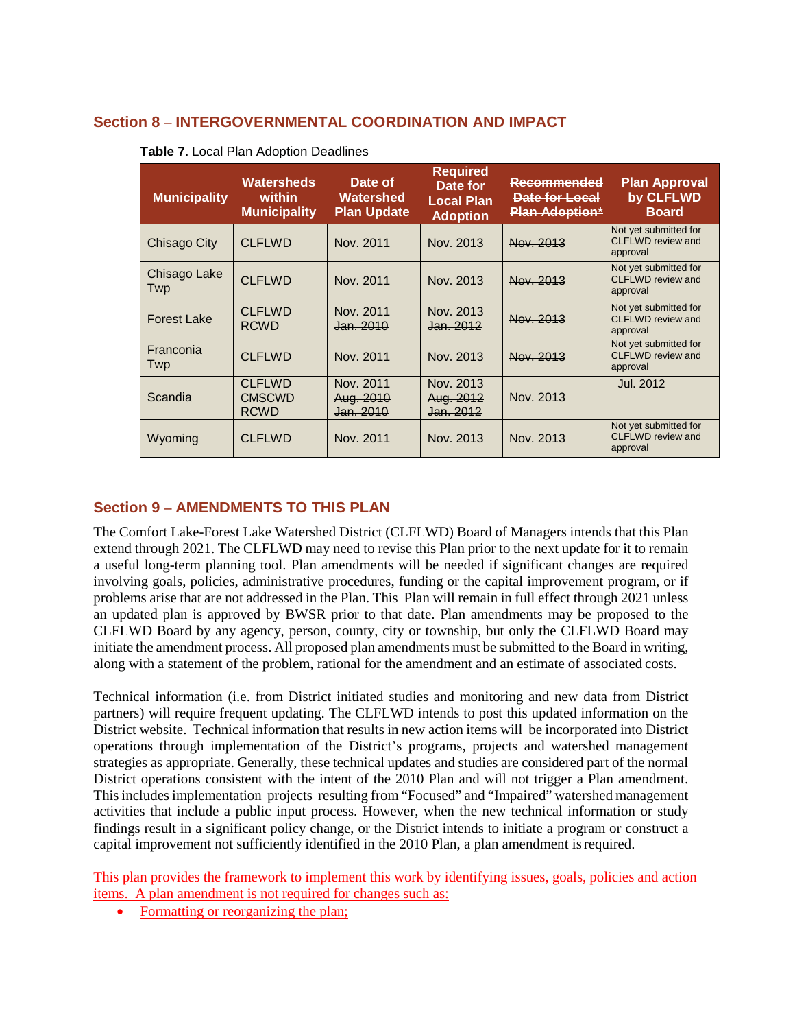## Section 8 – INTERGOVERNMENTAL COORDINATION AND IMPACT

**Table 7.** Local Plan Adoption Deadlines

| Municipality | Watersheds within Municipality | Date of Watershed Plan Update | Required Date for Local Plan Adoption | ~~Recommended Date for Local Plan Adoption*~~ | Plan Approval by CLFLWD Board |
|---|---|---|---|---|---|
| Chisago City | CLFLWD | Nov. 2011 | Nov. 2013 | ~~Nov. 2013~~ | Not yet submitted for CLFLWD review and approval |
| Chisago Lake Twp | CLFLWD | Nov. 2011 | Nov. 2013 | ~~Nov. 2013~~ | Not yet submitted for CLFLWD review and approval |
| Forest Lake | CLFLWD<br>RCWD | Nov. 2011<br>~~Jan. 2010~~ | Nov. 2013<br>~~Jan. 2012~~ | ~~Nov. 2013~~ | Not yet submitted for CLFLWD review and approval |
| Franconia Twp | CLFLWD | Nov. 2011 | Nov. 2013 | ~~Nov. 2013~~ | Not yet submitted for CLFLWD review and approval |
| Scandia | CLFLWD<br>CMSCWD<br>RCWD | Nov. 2011<br>~~Aug. 2010~~<br>~~Jan. 2010~~ | Nov. 2013<br>~~Aug. 2012~~<br>~~Jan. 2012~~ | ~~Nov. 2013~~ | Jul. 2012 |
| Wyoming | CLFLWD | Nov. 2011 | Nov. 2013 | ~~Nov. 2013~~ | Not yet submitted for CLFLWD review and approval |

## Section 9 – AMENDMENTS TO THIS PLAN

The Comfort Lake-Forest Lake Watershed District (CLFLWD) Board of Managers intends that this Plan extend through 2021. The CLFLWD may need to revise this Plan prior to the next update for it to remain a useful long-term planning tool. Plan amendments will be needed if significant changes are required involving goals, policies, administrative procedures, funding or the capital improvement program, or if problems arise that are not addressed in the Plan. This Plan will remain in full effect through 2021 unless an updated plan is approved by BWSR prior to that date. Plan amendments may be proposed to the CLFLWD Board by any agency, person, county, city or township, but only the CLFLWD Board may initiate the amendment process. All proposed plan amendments must be submitted to the Board in writing, along with a statement of the problem, rational for the amendment and an estimate of associated costs.

Technical information (i.e. from District initiated studies and monitoring and new data from District partners) will require frequent updating. The CLFLWD intends to post this updated information on the District website. Technical information that results in new action items will be incorporated into District operations through implementation of the District's programs, projects and watershed management strategies as appropriate. Generally, these technical updates and studies are considered part of the normal District operations consistent with the intent of the 2010 Plan and will not trigger a Plan amendment. This includes implementation projects resulting from "Focused" and "Impaired" watershed management activities that include a public input process. However, when the new technical information or study findings result in a significant policy change, or the District intends to initiate a program or construct a capital improvement not sufficiently identified in the 2010 Plan, a plan amendment is required.

This plan provides the framework to implement this work by identifying issues, goals, policies and action items. A plan amendment is not required for changes such as:

- Formatting or reorganizing the plan;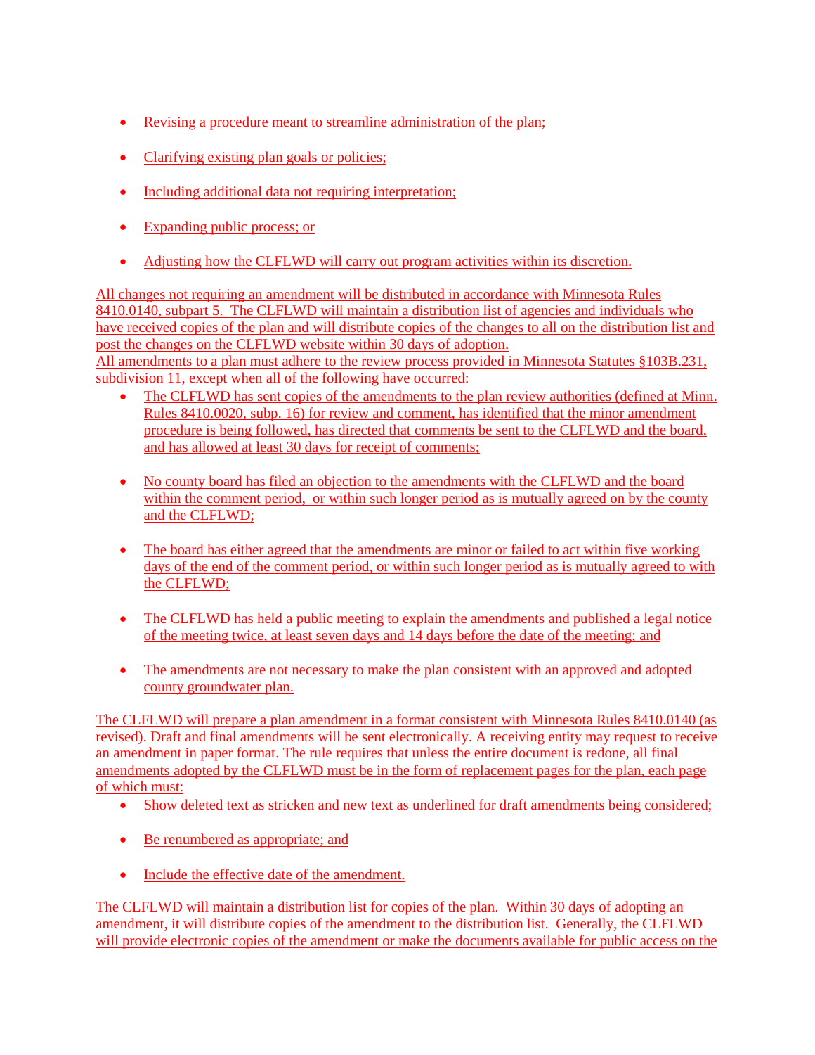- Revising a procedure meant to streamline administration of the plan;
- Clarifying existing plan goals or policies;
- Including additional data not requiring interpretation;
- Expanding public process; or
- Adjusting how the CLFLWD will carry out program activities within its discretion.

All changes not requiring an amendment will be distributed in accordance with Minnesota Rules 8410.0140, subpart 5. The CLFLWD will maintain a distribution list of agencies and individuals who have received copies of the plan and will distribute copies of the changes to all on the distribution list and post the changes on the CLFLWD website within 30 days of adoption.
All amendments to a plan must adhere to the review process provided in Minnesota Statutes §103B.231, subdivision 11, except when all of the following have occurred:

- The CLFLWD has sent copies of the amendments to the plan review authorities (defined at Minn. Rules 8410.0020, subp. 16) for review and comment, has identified that the minor amendment procedure is being followed, has directed that comments be sent to the CLFLWD and the board, and has allowed at least 30 days for receipt of comments;
- No county board has filed an objection to the amendments with the CLFLWD and the board within the comment period, or within such longer period as is mutually agreed on by the county and the CLFLWD;
- The board has either agreed that the amendments are minor or failed to act within five working days of the end of the comment period, or within such longer period as is mutually agreed to with the CLFLWD;
- The CLFLWD has held a public meeting to explain the amendments and published a legal notice of the meeting twice, at least seven days and 14 days before the date of the meeting; and
- The amendments are not necessary to make the plan consistent with an approved and adopted county groundwater plan.

The CLFLWD will prepare a plan amendment in a format consistent with Minnesota Rules 8410.0140 (as revised). Draft and final amendments will be sent electronically. A receiving entity may request to receive an amendment in paper format. The rule requires that unless the entire document is redone, all final amendments adopted by the CLFLWD must be in the form of replacement pages for the plan, each page of which must:

- Show deleted text as stricken and new text as underlined for draft amendments being considered;
- Be renumbered as appropriate; and
- Include the effective date of the amendment.

The CLFLWD will maintain a distribution list for copies of the plan. Within 30 days of adopting an amendment, it will distribute copies of the amendment to the distribution list. Generally, the CLFLWD will provide electronic copies of the amendment or make the documents available for public access on the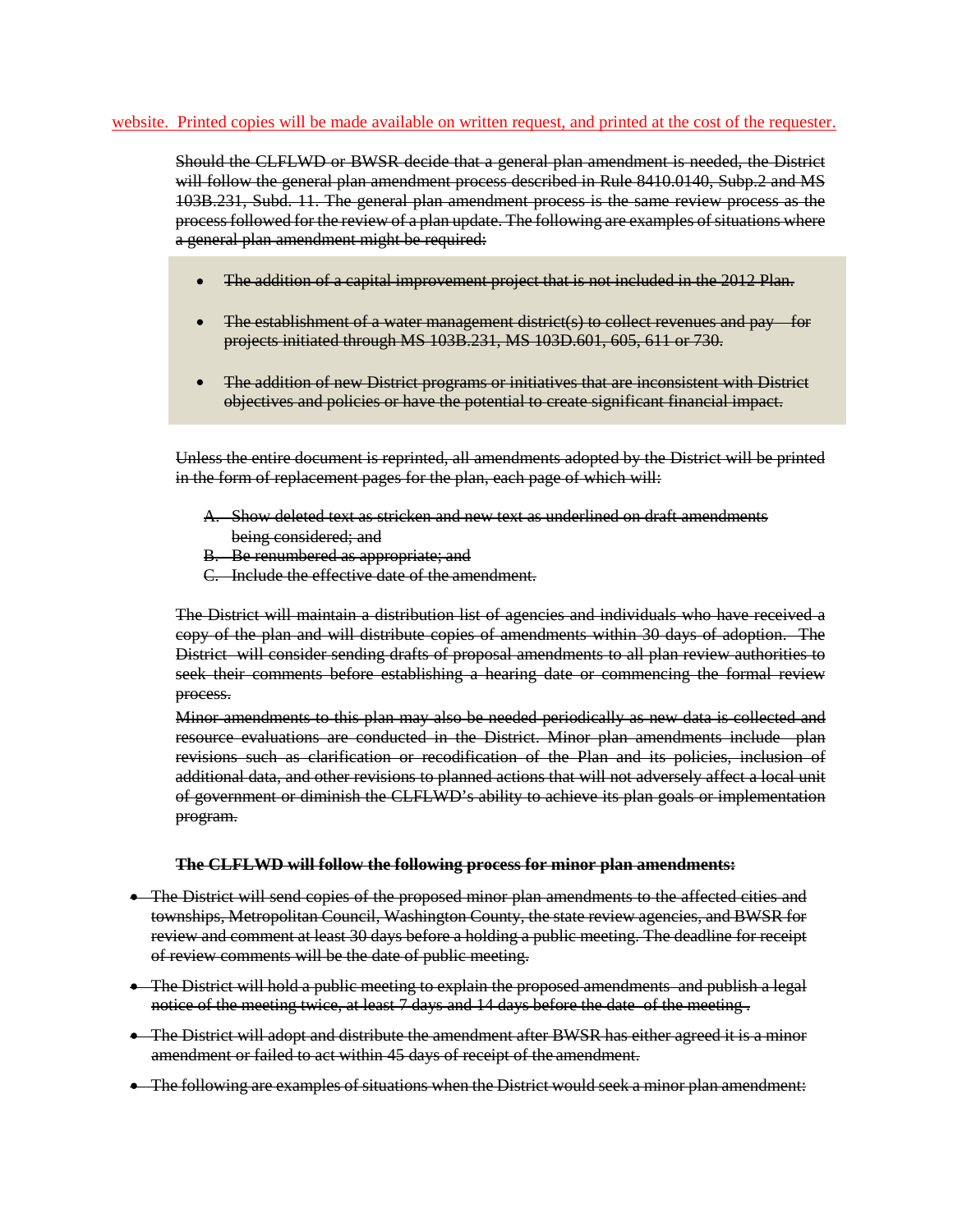website. Printed copies will be made available on written request, and printed at the cost of the requester.

~~Should the CLFLWD or BWSR decide that a general plan amendment is needed, the District will follow the general plan amendment process described in Rule 8410.0140, Subp.2 and MS 103B.231, Subd. 11. The general plan amendment process is the same review process as the process followed for the review of a plan update. The following are examples of situations where a general plan amendment might be required:~~

- ~~The addition of a capital improvement project that is not included in the 2012 Plan.~~
- ~~The establishment of a water management district(s) to collect revenues and pay for projects initiated through MS 103B.231, MS 103D.601, 605, 611 or 730.~~
- ~~The addition of new District programs or initiatives that are inconsistent with District objectives and policies or have the potential to create significant financial impact.~~

~~Unless the entire document is reprinted, all amendments adopted by the District will be printed in the form of replacement pages for the plan, each page of which will:~~

A. ~~Show deleted text as stricken and new text as underlined on draft amendments being considered; and~~
B. ~~Be renumbered as appropriate; and~~
C. ~~Include the effective date of the amendment.~~

~~The District will maintain a distribution list of agencies and individuals who have received a copy of the plan and will distribute copies of amendments within 30 days of adoption. The District will consider sending drafts of proposal amendments to all plan review authorities to seek their comments before establishing a hearing date or commencing the formal review process.~~

~~Minor amendments to this plan may also be needed periodically as new data is collected and resource evaluations are conducted in the District. Minor plan amendments include plan revisions such as clarification or recodification of the Plan and its policies, inclusion of additional data, and other revisions to planned actions that will not adversely affect a local unit of government or diminish the CLFLWD's ability to achieve its plan goals or implementation program.~~

**~~The CLFLWD will follow the following process for minor plan amendments:~~**

- ~~The District will send copies of the proposed minor plan amendments to the affected cities and townships, Metropolitan Council, Washington County, the state review agencies, and BWSR for review and comment at least 30 days before a holding a public meeting. The deadline for receipt of review comments will be the date of public meeting.~~
- ~~The District will hold a public meeting to explain the proposed amendments and publish a legal notice of the meeting twice, at least 7 days and 14 days before the date of the meeting.~~
- ~~The District will adopt and distribute the amendment after BWSR has either agreed it is a minor amendment or failed to act within 45 days of receipt of the amendment.~~
- ~~The following are examples of situations when the District would seek a minor plan amendment:~~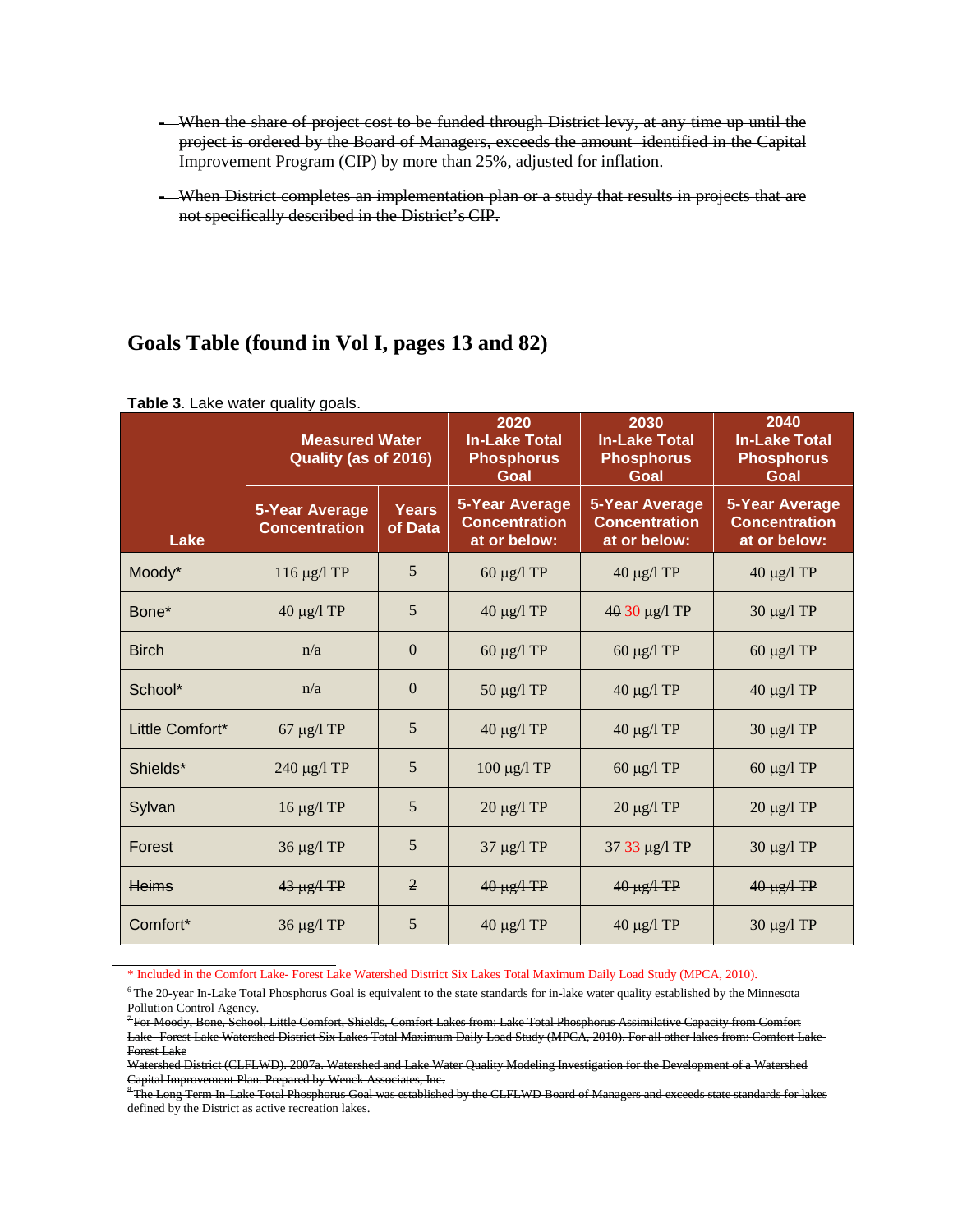- ~~When the share of project cost to be funded through District levy, at any time up until the project is ordered by the Board of Managers, exceeds the amount identified in the Capital Improvement Program (CIP) by more than 25%, adjusted for inflation.~~

- ~~When District completes an implementation plan or a study that results in projects that are not specifically described in the District's CIP.~~

## Goals Table (found in Vol I, pages 13 and 82)

**Table 3**. Lake water quality goals.

| Lake | Measured Water Quality (as of 2016) | | 2020 In-Lake Total Phosphorus Goal | 2030 In-Lake Total Phosphorus Goal | 2040 In-Lake Total Phosphorus Goal |
|---|---|---|---|---|---|
| | 5-Year Average Concentration | Years of Data | 5-Year Average Concentration at or below: | 5-Year Average Concentration at or below: | 5-Year Average Concentration at or below: |
| Moody* | 116 µg/l TP | 5 | 60 µg/l TP | 40 µg/l TP | 40 µg/l TP |
| Bone* | 40 µg/l TP | 5 | 40 µg/l TP | ~~40~~ 30 µg/l TP | 30 µg/l TP |
| Birch | n/a | 0 | 60 µg/l TP | 60 µg/l TP | 60 µg/l TP |
| School* | n/a | 0 | 50 µg/l TP | 40 µg/l TP | 40 µg/l TP |
| Little Comfort* | 67 µg/l TP | 5 | 40 µg/l TP | 40 µg/l TP | 30 µg/l TP |
| Shields* | 240 µg/l TP | 5 | 100 µg/l TP | 60 µg/l TP | 60 µg/l TP |
| Sylvan | 16 µg/l TP | 5 | 20 µg/l TP | 20 µg/l TP | 20 µg/l TP |
| Forest | 36 µg/l TP | 5 | 37 µg/l TP | ~~37~~ 33 µg/l TP | 30 µg/l TP |
| ~~Heims~~ | ~~43 µg/l TP~~ | ~~2~~ | ~~40 µg/l TP~~ | ~~40 µg/l TP~~ | ~~40 µg/l TP~~ |
| Comfort* | 36 µg/l TP | 5 | 40 µg/l TP | 40 µg/l TP | 30 µg/l TP |

\* Included in the Comfort Lake- Forest Lake Watershed District Six Lakes Total Maximum Daily Load Study (MPCA, 2010).

~~[6] The 20-year In-Lake Total Phosphorus Goal is equivalent to the state standards for in-lake water quality established by the Minnesota Pollution Control Agency.~~

~~[7] For Moody, Bone, School, Little Comfort, Shields, Comfort Lakes from: Lake Total Phosphorus Assimilative Capacity from Comfort Lake- Forest Lake Watershed District Six Lakes Total Maximum Daily Load Study (MPCA, 2010). For all other lakes from: Comfort Lake-Forest Lake Watershed District (CLFLWD). 2007a. Watershed and Lake Water Quality Modeling Investigation for the Development of a Watershed Capital Improvement Plan. Prepared by Wenck Associates, Inc.~~

~~[8] The Long Term In-Lake Total Phosphorus Goal was established by the CLFLWD Board of Managers and exceeds state standards for lakes defined by the District as active recreation lakes.~~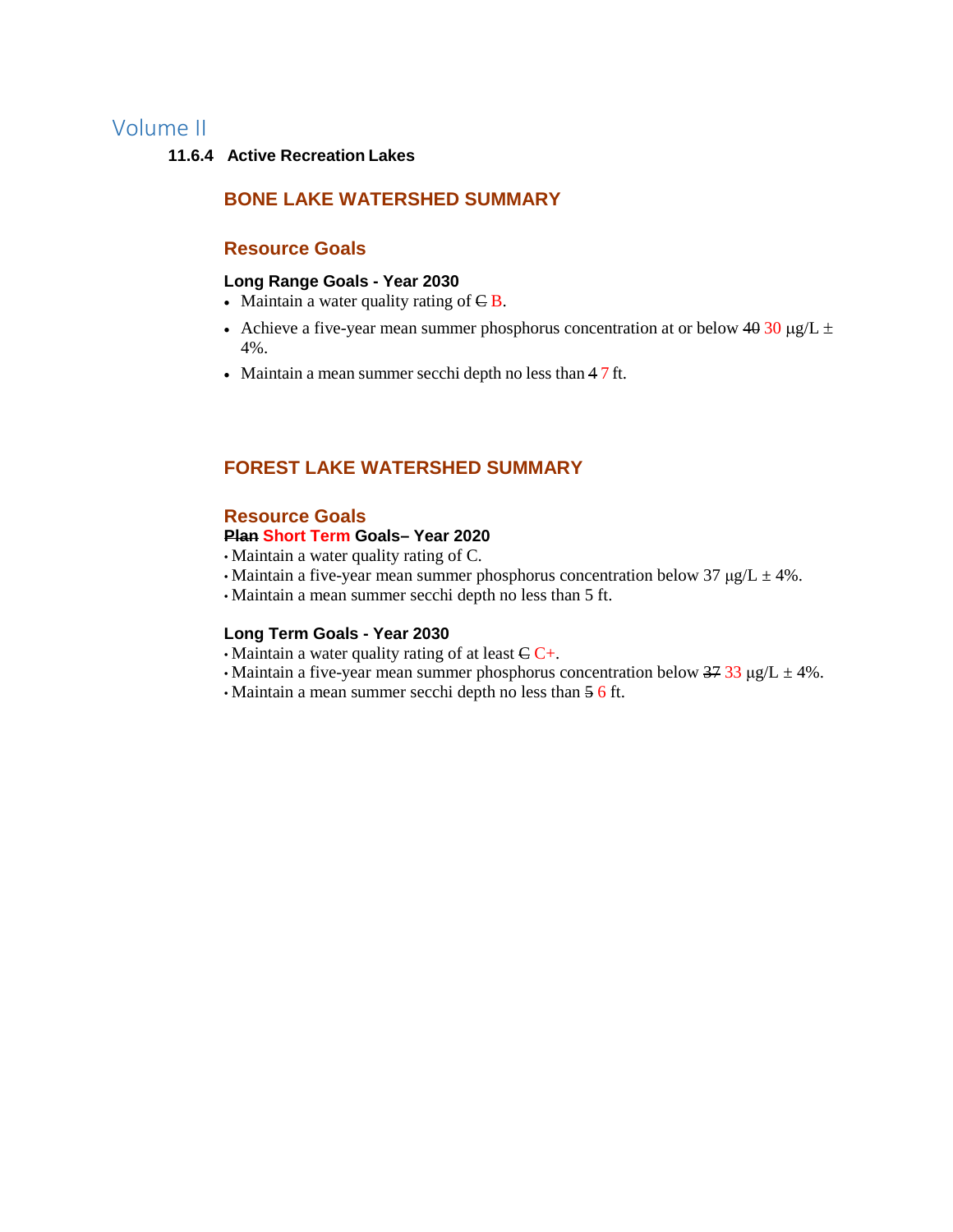# Volume II

### 11.6.4 Active Recreation Lakes

## BONE LAKE WATERSHED SUMMARY

### Resource Goals

**Long Range Goals - Year 2030**

- Maintain a water quality rating of ~~C~~ B.
- Achieve a five-year mean summer phosphorus concentration at or below ~~40~~ 30 μg/L ± 4%.
- Maintain a mean summer secchi depth no less than ~~4~~ 7 ft.

## FOREST LAKE WATERSHED SUMMARY

### Resource Goals

**~~Plan~~ Short Term Goals– Year 2020**

- Maintain a water quality rating of C.
- Maintain a five-year mean summer phosphorus concentration below 37 μg/L ± 4%.
- Maintain a mean summer secchi depth no less than 5 ft.

**Long Term Goals - Year 2030**

- Maintain a water quality rating of at least ~~C~~ C+.
- Maintain a five-year mean summer phosphorus concentration below ~~37~~ 33 μg/L ± 4%.
- Maintain a mean summer secchi depth no less than ~~5~~ 6 ft.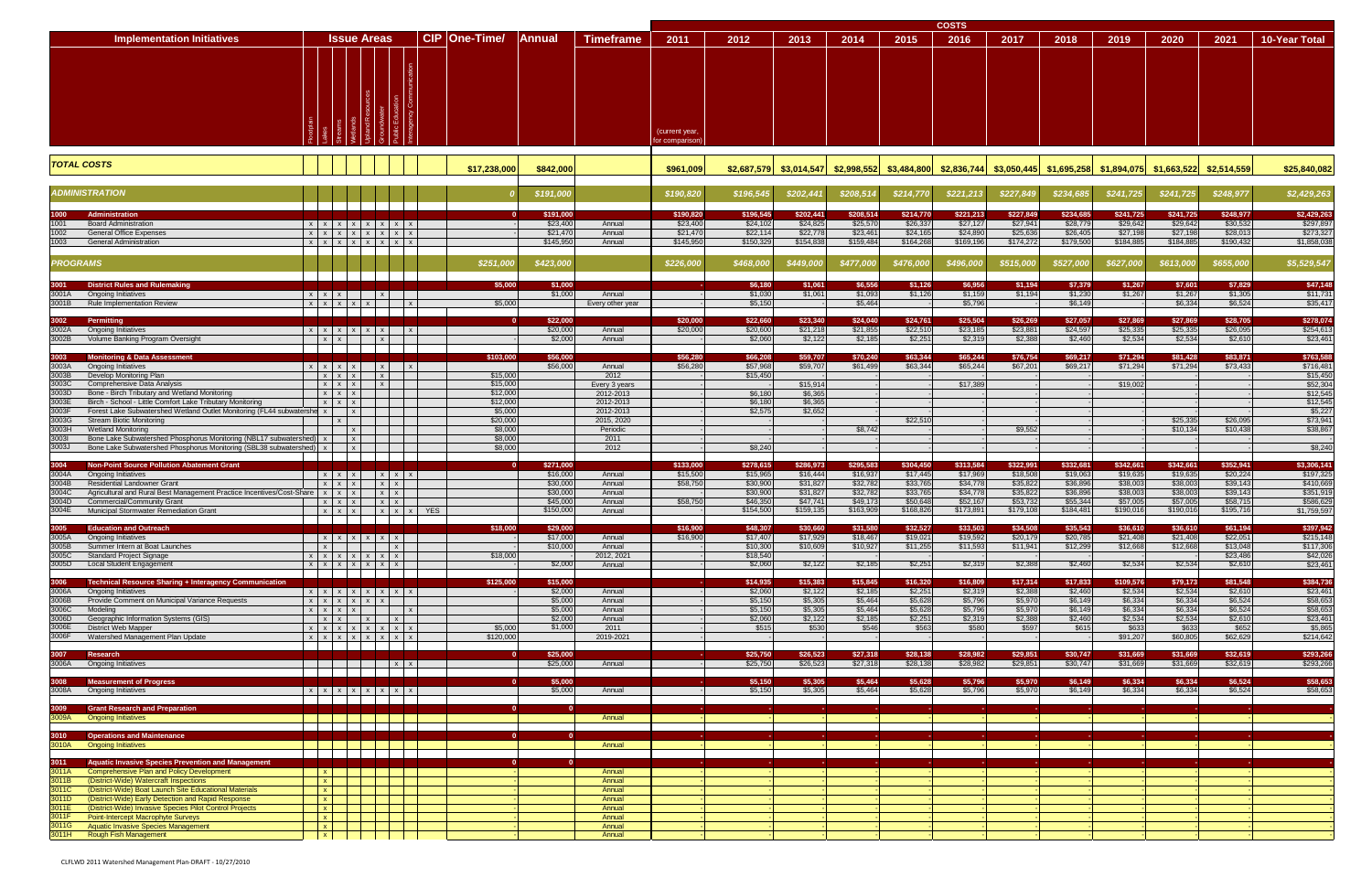| ID | Implementation Initiatives | Issue Areas: Floodplain | Lakes | Streams | Wetlands | Upland Resources | Groundwater | Public Education | Interagency Communication | CIP | One-Time/ | Annual | Timeframe | 2011 (current year, for comparison) | 2012 | 2013 | 2014 | 2015 | 2016 | 2017 | 2018 | 2019 | 2020 | 2021 | 10-Year Total |
|---|---|---|---|---|---|---|---|---|---|---|---|---|---|---|---|---|---|---|---|---|---|---|---|---|---|
| | ***TOTAL COSTS*** | | | | | | | | | | $17,238,000 | $842,000 | | $961,009 | $2,687,579 | $3,014,547 | $2,998,552 | $3,484,800 | $2,836,744 | $3,050,445 | $1,695,258 | $1,894,075 | $1,663,522 | $2,514,559 | $25,840,082 |
| | ***ADMINISTRATION*** | | | | | | | | | | *0* | *$191,000* | | *$190,820* | *$196,545* | *$202,441* | *$208,514* | *$214,770* | *$221,213* | *$227,849* | *$234,685* | *$241,725* | *$241,725* | *$248,977* | *$2,429,263* |
| **1000** | **Administration** | | | | | | | | | | 0 | $191,000 | | $190,820 | $196,545 | $202,441 | $208,514 | $214,770 | $221,213 | $227,849 | $234,685 | $241,725 | $241,725 | $248,977 | $2,429,263 |
| 1001 | Board Administration | x | x | x | x | x | x | x | x | | - | $23,400 | Annual | $23,400 | $24,102 | $24,825 | $25,570 | $26,337 | $27,127 | $27,941 | $28,779 | $29,642 | $29,642 | $30,532 | $297,897 |
| 1002 | General Office Expenses | x | x | x | x | x | x | x | x | | - | $21,470 | Annual | $21,470 | $22,114 | $22,778 | $23,461 | $24,165 | $24,890 | $25,636 | $26,405 | $27,198 | $27,198 | $28,013 | $273,327 |
| 1003 | General Administration | x | x | x | x | x | x | x | x | | - | $145,950 | Annual | $145,950 | $150,329 | $154,839 | $159,484 | $164,268 | $169,196 | $174,272 | $179,500 | $184,885 | $184,885 | $190,432 | $1,858,038 |
| | ***PROGRAMS*** | | | | | | | | | | *$251,000* | *$423,000* | | *$226,000* | *$468,000* | *$449,000* | *$477,000* | *$476,000* | *$496,000* | *$515,000* | *$527,000* | *$627,000* | *$613,000* | *$655,000* | *$5,529,547* |
| **3001** | **District Rules and Rulemaking** | | | | | | | | | | $5,000 | $1,000 | | - | $6,180 | $1,061 | $6,556 | $1,126 | $6,956 | $1,194 | $7,379 | $1,267 | $7,601 | $7,829 | $47,148 |
| 3001A | Ongoing Initiatives | x | x | x | | | | x | | | - | $1,000 | Annual | - | $1,030 | $1,061 | $1,093 | $1,126 | $1,159 | $1,194 | $1,230 | $1,267 | $1,267 | $1,305 | $11,731 |
| 3001B | Rule Implementation Review | x | x | x | x | x | | | x | | $5,000 | - | Every other year | - | $5,150 | - | $5,464 | - | $5,796 | - | $6,149 | - | $6,334 | $6,524 | $35,417 |
| **3002** | **Permitting** | | | | | | | | | | 0 | $22,000 | | $20,000 | $22,660 | $23,340 | $24,040 | $24,761 | $25,504 | $26,269 | $27,057 | $27,869 | $27,869 | $28,705 | $278,074 |
| 3002A | Ongoing Initiatives | x | x | x | x | x | x | | x | | - | $20,000 | Annual | $20,000 | $20,600 | $21,218 | $21,855 | $22,510 | $23,185 | $23,881 | $24,597 | $25,335 | $25,335 | $26,095 | $254,613 |
| 3002B | Volume Banking Program Oversight | | x | x | | | x | | | | - | $2,000 | Annual | - | $2,060 | $2,122 | $2,185 | $2,251 | $2,319 | $2,388 | $2,460 | $2,534 | $2,534 | $2,610 | $23,461 |
| **3003** | **Monitoring & Data Assessment** | | | | | | | | | | $103,000 | $56,000 | | $56,280 | $66,208 | $59,707 | $70,240 | $63,344 | $65,244 | $76,754 | $69,217 | $71,294 | $81,428 | $83,871 | $763,588 |
| 3003A | Ongoing Initiatives | x | x | x | x | | x | | x | | - | $56,000 | Annual | $56,280 | $57,968 | $59,707 | $61,499 | $63,344 | $65,244 | $67,201 | $69,217 | $71,294 | $71,294 | $73,433 | $716,481 |
| 3003B | Develop Monitoring Plan | | x | x | x | | x | | | | $15,000 | - | 2012 | - | $15,450 | - | - | - | - | - | - | - | - | - | $15,450 |
| 3003C | Comprehensive Data Analysis | | x | x | x | | x | | | | $15,000 | - | Every 3 years | - | - | $15,914 | - | - | $17,389 | - | - | $19,002 | - | - | $52,304 |
| 3003D | Bone - Birch Tributary and Wetland Monitoring | | x | x | x | | | | | | $12,000 | - | 2012-2013 | - | $6,180 | $6,365 | - | - | - | - | - | - | - | - | $12,545 |
| 3003E | Birch - School - Little Comfort Lake Tributary Monitoring | | x | x | x | | | | | | $12,000 | - | 2012-2013 | - | $6,180 | $6,365 | - | - | - | - | - | - | - | - | $12,545 |
| 3003F | Forest Lake Subwatershed Wetland Outlet Monitoring (FL44 subwatershe | | x | | x | | | | | | $5,000 | - | 2012-2013 | - | $2,575 | $2,652 | - | - | - | - | - | - | - | - | $5,227 |
| 3003G | Stream Biotic Monitoring | | | x | | | | | | | $20,000 | - | 2015, 2020 | - | - | - | - | $22,510 | - | - | - | - | $25,335 | $26,095 | $73,941 |
| 3003H | Wetland Monitoring | | | | x | | | | | | $8,000 | - | Periodic | - | - | - | $8,742 | - | - | $9,552 | - | - | $10,134 | $10,438 | $38,867 |
| 3003I | Bone Lake Subwatershed Phosphorus Monitoring (NBL17 subwatershed) | | x | | x | | | | | | $8,000 | - | 2011 | - | - | - | - | - | - | - | - | - | - | - | - |
| 3003J | Bone Lake Subwatershed Phosphorus Monitoring (SBL38 subwatershed) | | x | | x | | | | | | $8,000 | - | 2012 | - | $8,240 | - | - | - | - | - | - | - | - | - | $8,240 |
| **3004** | **Non-Point Source Pollution Abatement Grant** | | | | | | | | | | 0 | $271,000 | | $133,000 | $278,615 | $286,973 | $295,583 | $304,450 | $313,584 | $322,991 | $332,681 | $342,661 | $342,661 | $352,941 | $3,306,141 |
| 3004A | Ongoing Initiatives | | x | x | x | | x | x | x | | - | $16,000 | Annual | $15,500 | $15,965 | $16,444 | $16,937 | $17,445 | $17,969 | $18,508 | $19,063 | $19,635 | $19,635 | $20,224 | $197,325 |
| 3004B | Residential Landowner Grant | | x | x | x | | x | x | | | - | $30,000 | Annual | $58,750 | $30,900 | $31,827 | $32,782 | $33,765 | $34,778 | $35,822 | $36,896 | $38,003 | $38,003 | $39,143 | $410,669 |
| 3004C | Agricultural and Rural Best Management Practice Incentives/Cost-Share | | x | x | x | | x | x | | | - | $30,000 | Annual | - | $30,900 | $31,827 | $32,782 | $33,765 | $34,778 | $35,822 | $36,896 | $38,003 | $38,003 | $39,143 | $351,919 |
| 3004D | Commercial/Community Grant | | x | x | x | | x | x | | | - | $45,000 | Annual | $58,750 | $46,350 | $47,741 | $49,173 | $50,648 | $52,167 | $53,732 | $55,344 | $57,005 | $57,005 | $58,715 | $586,629 |
| 3004E | Municipal Stormwater Remediation Grant | | x | x | x | | x | x | x | YES | - | $150,000 | Annual | - | $154,500 | $159,135 | $163,909 | $168,826 | $173,891 | $179,108 | $184,481 | $190,016 | $190,016 | $195,716 | $1,759,597 |
| **3005** | **Education and Outreach** | | | | | | | | | | $18,000 | $29,000 | | $16,900 | $48,307 | $30,660 | $31,580 | $32,527 | $33,503 | $34,508 | $35,543 | $36,610 | $36,610 | $61,194 | $397,942 |
| 3005A | Ongoing Initiatives | | x | x | x | x | x | x | | | - | $17,000 | Annual | $16,900 | $17,407 | $17,929 | $18,467 | $19,021 | $19,592 | $20,179 | $20,785 | $21,408 | $21,408 | $22,051 | $215,148 |
| 3005B | Summer Intern at Boat Launches | | x | | | | | x | | | - | $10,000 | Annual | - | $10,300 | $10,609 | $10,927 | $11,255 | $11,593 | $11,941 | $12,299 | $12,668 | $12,668 | $13,048 | $117,306 |
| 3005C | Standard Project Signage | x | x | x | x | x | x | x | | | $18,000 | - | 2012, 2021 | - | $18,540 | - | - | - | - | - | - | - | - | $23,486 | $42,026 |
| 3005D | Local Student Engagement | x | x | x | x | x | x | x | | | - | $2,000 | Annual | - | $2,060 | $2,122 | $2,185 | $2,251 | $2,319 | $2,388 | $2,460 | $2,534 | $2,534 | $2,610 | $23,461 |
| **3006** | **Technical Resource Sharing + Interagency Communication** | | | | | | | | | | $125,000 | $15,000 | | - | $14,935 | $15,383 | $15,845 | $16,320 | $16,809 | $17,314 | $17,833 | $109,576 | $79,173 | $81,548 | $384,736 |
| 3006A | Ongoing Initiatives | x | x | x | x | x | x | x | x | | - | $2,000 | Annual | - | $2,060 | $2,122 | $2,185 | $2,251 | $2,319 | $2,388 | $2,460 | $2,534 | $2,534 | $2,610 | $23,461 |
| 3006B | Provide Comment on Municipal Variance Requests | x | x | x | x | x | x | | | | - | $5,000 | Annual | - | $5,150 | $5,305 | $5,464 | $5,628 | $5,796 | $5,970 | $6,149 | $6,334 | $6,334 | $6,524 | $58,653 |
| 3006C | Modeling | x | x | x | x | | | | x | | - | $5,000 | Annual | - | $5,150 | $5,305 | $5,464 | $5,628 | $5,796 | $5,970 | $6,149 | $6,334 | $6,334 | $6,524 | $58,653 |
| 3006D | Geographic Information Systems (GIS) | | x | x | | x | | x | | | - | $2,000 | Annual | - | $2,060 | $2,122 | $2,185 | $2,251 | $2,319 | $2,388 | $2,460 | $2,534 | $2,534 | $2,610 | $23,461 |
| 3006E | District Web Mapper | x | x | x | x | x | x | x | x | | $5,000 | $1,000 | 2011 | - | $515 | $530 | $546 | $563 | $580 | $597 | $615 | $633 | $633 | $652 | $5,865 |
| 3006F | Watershed Management Plan Update | x | x | x | x | x | x | x | x | | $120,000 | - | 2019-2021 | - | - | - | - | - | - | - | - | $91,207 | $60,805 | $62,629 | $214,642 |
| **3007** | **Research** | | | | | | | | | | 0 | $25,000 | | - | $25,750 | $26,523 | $27,318 | $28,138 | $28,982 | $29,851 | $30,747 | $31,669 | $31,669 | $32,619 | $293,266 |
| 3007A | Ongoing Initiatives | | | | | | | x | x | | - | $25,000 | Annual | - | $25,750 | $26,523 | $27,318 | $28,138 | $28,982 | $29,851 | $30,747 | $31,669 | $31,669 | $32,619 | $293,266 |
| **3008** | **Measurement of Progress** | | | | | | | | | | 0 | $5,000 | | - | $5,150 | $5,305 | $5,464 | $5,628 | $5,796 | $5,970 | $6,149 | $6,334 | $6,334 | $6,524 | $58,653 |
| 3008A | Ongoing Initiatives | x | x | x | x | x | x | x | x | | - | $5,000 | Annual | - | $5,150 | $5,305 | $5,464 | $5,628 | $5,796 | $5,970 | $6,149 | $6,334 | $6,334 | $6,524 | $58,653 |
| **3009** | **Grant Research and Preparation** | | | | | | | | | | 0 | 0 | | - | - | - | - | - | - | - | - | - | - | - | - |
| 3009A | Ongoing Initiatives | | | | | | | | | | - | - | Annual | - | - | - | - | - | - | - | - | - | - | - | - |
| **3010** | **Operations and Maintenance** | | | | | | | | | | 0 | 0 | | - | - | - | - | - | - | - | - | - | - | - | - |
| 3010A | Ongoing Initiatives | | | | | | | | | | - | - | Annual | - | - | - | - | - | - | - | - | - | - | - | - |
| **3011** | **Aquatic Invasive Species Prevention and Management** | | | | | | | | | | 0 | 0 | | - | - | - | - | - | - | - | - | - | - | - | - |
| 3011A | Comprehensive Plan and Policy Development | | x | | | | | | | | - | - | Annual | - | - | - | - | - | - | - | - | - | - | - | - |
| 3011B | (District-Wide) Watercraft Inspections | | x | | | | | | | | - | - | Annual | - | - | - | - | - | - | - | - | - | - | - | - |
| 3011C | (District-Wide) Boat Launch Site Educational Materials | | x | | | | | | | | - | - | Annual | - | - | - | - | - | - | - | - | - | - | - | - |
| 3011D | (District-Wide) Early Detection and Rapid Response | | x | | | | | | | | - | - | Annual | - | - | - | - | - | - | - | - | - | - | - | - |
| 3011E | (District-Wide) Invasive Species Pilot Control Projects | | x | | | | | | | | - | - | Annual | - | - | - | - | - | - | - | - | - | - | - | - |
| 3011F | Point-Intercept Macrophyte Surveys | | x | | | | | | | | - | - | Annual | - | - | - | - | - | - | - | - | - | - | - | - |
| 3011G | Aquatic Invasive Species Management | | x | | | | | | | | - | - | Annual | - | - | - | - | - | - | - | - | - | - | - | - |
| 3011H | Rough Fish Management | | x | | | | | | | | - | - | Annual | - | - | - | - | - | - | - | - | - | - | - | - |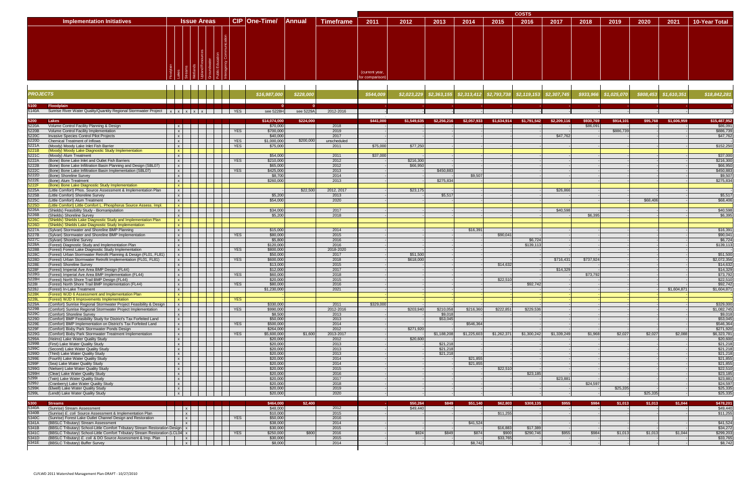| | Implementation Initiatives | Issue Areas | | | | | | | | CIP | One-Time/ | Annual | Timeframe | COSTS | | | | | | | | | | | |
|---|---|---|---|---|---|---|---|---|---|---|---|---|---|---|---|---|---|---|---|---|---|---|---|---|---|
| | | Floodplain | Lakes | Streams | Wetlands | Upland Resources | Groundwater | Public Education | Interagency Communication | | | | | 2011 (current year, for comparison) | 2012 | 2013 | 2014 | 2015 | 2016 | 2017 | 2018 | 2019 | 2020 | 2021 | 10-Year Total |
| **PROJECTS** | | | | | | | | | | | *$16,987,000* | *$228,000* | | *$544,009* | *$2,023,229* | *$2,363,155* | *$2,313,412* | *$2,793,738* | *$2,119,153* | *$2,307,745* | *$933,966* | *$1,025,070* | *$808,453* | *$1,610,351* | *$18,842,281* |
| **5100** | **Floodplain** | | | | | | | | | | 0 | 0 | | - | - | - | - | - | - | - | - | - | - | - | - |
| 5140A | Sunrise River Water Quality/Quantity Regional Stormwater Project | x | x | x | x | x | | | | YES | see 5228H | see 5229A | 2012-2016 | - | - | - | - | - | - | - | - | - | - | - | - |
| **5200** | **Lakes** | | | | | | | | | | $14,074,000 | $224,000 | | $441,000 | $1,549,635 | $2,256,216 | $2,057,933 | $1,634,914 | $1,791,542 | $2,209,116 | $930,769 | $914,101 | $95,768 | $1,606,959 | $15,487,952 |
| 5220A | Volume Control Facility Planning & Design | | x | | | | | | | | $70,000 | | 2018 | - | - | - | - | - | - | - | $86,091 | - | - | - | $86,091 |
| 5220B | Volume Control Facility Implementation | | x | | | | | | | YES | $700,000 | | 2019 | - | - | - | - | - | - | - | - | $886,739 | - | - | $886,739 |
| 5220C | Invasive Species Control Pilot Projects | | x | | | | | | | | $40,000 | | 2017 | - | - | - | - | - | - | $47,762 | - | - | - | - | $47,762 |
| 5220D | Chemical Treatment of Inflows | | x | | | | | | | YES | $1,000,000 | $200,000 | unscheduled | - | - | - | - | - | - | - | - | - | - | - | - |
| 5221A | (Moody) Moody Lake Inlet Fish Barrier | | x | | | | | | | YES | $75,000 | | 2011 | $75,000 | $77,250 | - | - | - | - | - | - | - | - | - | $152,250 |
| 5221B | (Moody) Moody Lake Diagnostic Study Implementation | | x | | | | | | | | | | | | | | | | | | | | | | |
| 5221C | (Moody) Alum Treatment | | x | | | | | | | | $54,000 | | 2011 | $37,000 | - | - | - | - | - | - | - | - | - | - | $37,000 |
| 5222A | (Bone) Bone Lake Inlet and Outlet Fish Barriers | | x | | | | | | | YES | $210,000 | | 2012 | - | $216,300 | - | - | - | - | - | - | - | - | - | $216,300 |
| 5222B | (Bone) Bone Lake Infiltration Basin Planning and Design (SBL07) | | x | | | | | | | | $65,000 | | 2012 | - | $66,950 | - | - | - | - | - | - | - | - | - | $66,950 |
| 5222C | (Bone) Bone Lake Infiltration Basin Implementation (SBL07) | | x | | | | | | | YES | $425,000 | | 2013 | - | - | $450,883 | - | - | - | - | - | - | - | - | $450,883 |
| 5222D | (Bone) Shoreline Survey | | x | | | | | | | | $8,700 | | 2014 | - | - | - | $9,507 | - | - | - | - | - | - | - | $9,507 |
| 5222E | (Bone) Alum Treatment | | x | | | | | | | | $260,000 | | 2013 | - | - | $275,834 | - | - | - | - | - | - | - | - | $275,834 |
| 5222F | (Bone) Bone Lake Diagnostic Study Implementation | | x | | | | | | | | | | | | | | | | | | | | | | |
| 5225A | (Little Comfort) Phos. Source Assessment & Implementation Plan | | x | | | | | | | | | $22,500 | 2012, 2017 | - | $23,175 | - | - | - | - | $26,866 | - | - | - | - | |
| 5225B | (Little Comfort) Shoreline Survey | | x | | | | | | | | $5,200 | | 2013 | - | - | $5,517 | - | - | - | - | - | - | - | - | $5,517 |
| 5225C | (Little Comfort) Alum Treatment | | x | | | | | | | | $54,000 | | 2020 | - | - | - | - | - | - | - | - | - | $68,406 | - | $68,406 |
| 5225D | (Little Comfort) Little Comfort L. Phosphorus Source Assess. Impl. | | x | | | | | | | | | | | | | | | | | | | | | | |
| 5226A | (Shields) Feasibility Study - Biomanipulation | | x | | | | | | | | $34,000 | | 2017 | - | - | - | - | - | - | $40,598 | - | - | - | - | $40,598 |
| 5226B | (Shields) Shoreline Survey | | x | | | | | | | | $5,200 | | 2018 | - | - | - | - | - | - | - | $6,395 | - | - | - | $6,395 |
| 5226C | (Shields) Shields Lake Diagnostic Study and Implementation Plan | | x | | | | | | | | | | | | | | | | | | | | | | |
| 5226D | (Shields) Shields Lake Diagnostic Study Implementation | | x | | | | | | | | | | | | | | | | | | | | | | |
| 5227A | (Sylvan) Stormwater and Shoreline BMP Planning | | x | | | | | | | | $15,000 | | 2014 | - | - | - | $16,391 | - | - | - | - | - | - | - | $16,391 |
| 5227B | (Sylvan) Stormwater and Shoreline BMP Implementation | | x | | | | | | | YES | $80,000 | | 2015 | - | - | - | - | $90,041 | - | - | - | - | - | - | $90,041 |
| 5227C | (Sylvan) Shoreline Survey | | x | | | | | | | | $5,800 | | 2016 | - | - | - | - | - | $6,724 | - | - | - | - | - | $6,724 |
| 5228A | (Forest) Diagnostic Study and Implementation Plan | | x | | | | | | | | $120,000 | | 2016 | - | - | - | - | - | $139,113 | - | - | - | - | - | $139,113 |
| 5228B | (Forest) Forest Lake Diagnostic Study Implementation | | x | | | | | | | YES | $800,000 | | 2018-2020 | - | - | - | - | - | - | - | - | - | - | - | - |
| 5228C | (Forest) Urban Stormwater Retrofit Planning & Design (FL01, FL81) | | x | | | | | | | | $50,000 | | 2017 | - | $51,500 | - | - | - | - | - | - | - | - | - | $51,500 |
| 5228D | (Forest) Urban Stormwater Retrofit Implementation (FL01, FL81) | | x | | | | | | | YES | $600,000 | | 2018 | - | $618,000 | - | - | - | - | $716,431 | $737,924 | - | - | - | $2,072,356 |
| 5228E | (Forest) Shoreline Survey | | x | | | | | | | | $13,000 | | 2015 | - | - | - | - | $14,632 | - | - | - | - | - | - | $14,632 |
| 5228F | (Forest) Imperial Ave Area BMP Design (FL44) | | x | | | | | | | | $12,000 | | 2017 | - | - | - | - | - | - | $14,329 | - | - | - | - | $14,329 |
| 5228G | (Forest) Imperial Ave Area BMP Implementation (FL44) | | x | | | | | | | YES | $60,000 | | 2018 | - | - | - | - | - | - | - | $73,792 | - | - | - | $73,792 |
| 5228H | (Forest) North Shore Trail BMP Design (FL44) | | x | | | | | | | | $20,000 | | 2015 | - | - | - | - | $22,510 | - | - | - | - | - | - | $22,510 |
| 5228I | (Forest) North Shore Trail BMP Implementation (FL44) | | x | | | | | | | YES | $80,000 | | 2016 | - | - | - | - | - | $92,742 | - | - | - | - | - | $92,742 |
| 5228J | (Forest) In-Lake Treatment | | x | | | | | | | | $1,230,000 | | 2021 | - | - | - | - | - | - | - | - | - | - | $1,604,871 | $1,604,871 |
| 5228K | (Forest) WJD 6 Assessment and Implementation Plan | | x | | | | | | | | | | | | | | | | | | | | | | |
| 5228L | (Forest) WJD 6 Improvements Implementation | | x | | | | | | | YES | | | | | | | | | | | | | | | |
| 5229A | (Comfort) Sunrise Regional Stormwater Project Feasibility & Design | | x | | | | | | | | $330,000 | | 2011 | $329,000 | - | - | - | - | - | - | - | - | - | - | $329,000 |
| 5229B | (Comfort) Sunrise Regional Stormwater Project Implementation | | x | | | | | | | YES | $990,000 | | 2012-2016 | - | $203,940 | $210,058 | $216,360 | $222,851 | $229,536 | - | - | - | - | - | $1,082,745 |
| 5229C | (Comfort) Shoreline Survey | | x | | | | | | | | $8,500 | | 2013 | - | - | $9,018 | - | - | - | - | - | - | - | - | $9,018 |
| 5229D | (Comfort) BMP Feasibility Study for District's Tax Forfeited Land | | x | | | | | | | | $50,000 | | 2013 | - | - | $53,045 | - | - | - | - | - | - | - | - | $53,045 |
| 5229E | (Comfort) BMP Implementation on District's Tax Forfeited Land | | x | | | | | | | YES | $500,000 | | 2014 | - | - | - | $546,364 | - | - | - | - | - | - | - | $546,364 |
| 5229F | (Comfort) Bixby Park Stormwater Ponds Design | | x | | | | | | | | $264,000 | | 2012 | - | $271,920 | - | - | - | - | - | - | - | - | - | $271,920 |
| 5229G | (Comfort) Bixby Park Stormwater Treatment Implementation | | x | | | | | | | YES | $5,600,000 | $1,600 | 2013-2017 | - | - | $1,188,208 | $1,225,603 | $1,262,371 | $1,300,242 | $1,339,249 | $1,968 | $2,027 | $2,027 | $2,088 | $6,323,781 |
| 5299A | (Heims) Lake Water Quality Study | | x | | | | | | | | $20,000 | | 2012 | - | $20,600 | - | - | - | - | - | - | - | - | - | $20,600 |
| 5299B | (First) Lake Water Quality Study | | x | | | | | | | | $20,000 | | 2013 | - | - | $21,218 | - | - | - | - | - | - | - | - | $21,218 |
| 5299C | (Second) Lake Water Quality Study | | x | | | | | | | | $20,000 | | 2013 | - | - | $21,218 | - | - | - | - | - | - | - | - | $21,218 |
| 5299D | (Third) Lake Water Quality Study | | x | | | | | | | | $20,000 | | 2013 | - | - | $21,218 | - | - | - | - | - | - | - | - | $21,218 |
| 5299E | (Fourth) Lake Water Quality Study | | x | | | | | | | | $20,000 | | 2014 | - | - | - | $21,855 | - | - | - | - | - | - | - | $21,855 |
| 5299F | (Sea) Lake Water Quality Study | | x | | | | | | | | $20,000 | | 2014 | - | - | - | $21,855 | - | - | - | - | - | - | - | $21,855 |
| 5299G | (Nielsen) Lake Water Quality Study | | x | | | | | | | | $20,000 | | 2015 | - | - | - | - | $22,510 | - | - | - | - | - | - | $22,510 |
| 5299H | (Clear) Lake Water Quality Study | | x | | | | | | | | $20,000 | | 2016 | - | - | - | - | - | $23,185 | - | - | - | - | - | $23,185 |
| 5299I | (Twin) Lake Water Quality Study | | x | | | | | | | | $20,000 | | 2017 | - | - | - | - | - | - | $23,881 | - | - | - | - | $23,881 |
| 5299J | (Cranberry) Lake Water Quality Study | | x | | | | | | | | $20,000 | | 2018 | - | - | - | - | - | - | - | $24,597 | - | - | - | $24,597 |
| 5299K | (Elwell) Lake Water Quality Study | | x | | | | | | | | $20,000 | | 2019 | - | - | - | - | - | - | - | - | $25,335 | - | - | $25,335 |
| 5299L | (Lendt) Lake Water Quality Study | | x | | | | | | | | $20,000 | | 2020 | - | - | - | - | - | - | - | - | - | $25,335 | - | $25,335 |
| **5300** | **Streams** | | | | | | | | | | $464,000 | $2,400 | | - | $50,264 | $849 | $51,140 | $62,803 | $308,135 | $955 | $984 | $1,013 | $1,013 | $1,044 | $478,201 |
| 5340A | (Sunrise) Stream Assessment | | | x | | | | | | | $48,000 | | 2012 | - | $49,440 | - | - | - | - | - | - | - | - | - | $49,440 |
| 5340B | (Sunrise) E. coli Source Assessment & Implementation Plan | | | x | | | | | | | $10,000 | | 2015 | - | - | - | - | $11,255 | - | - | - | - | - | - | $11,255 |
| 5340C | (Sunrise) Forest Lake Outlet Channel Design and Restoration | | | x | | | | | | YES | $50,000 | | 2016 | - | - | - | - | - | - | - | - | - | - | - | - |
| 5341A | (BBSLC Tributary) Stream Assessment | | | x | | | | | | | $38,000 | | 2014 | - | - | - | $41,524 | - | - | - | - | - | - | - | $41,524 |
| 5341B | (BBSLC Tributary) School-Little Comfort Tributary Stream Restoration Design | | x | | | | | | | | $30,000 | | 2015 | - | - | - | - | $16,883 | $17,389 | - | - | - | - | - | $34,272 |
| 5341C | (BBSLC Tributary) School-Little Comfort Tributary Stream Restoration (LCL04) | | x | | | | | | | YES | $250,000 | $800 | 2016 | - | $824 | $849 | $874 | $900 | $290,746 | $955 | $984 | $1,013 | $1,013 | $1,044 | $299,203 |
| 5341D | (BBSLC Tributary) E. coli & DO Source Assessment & Imp. Plan | | | x | | | | | | | $30,000 | | 2015 | - | - | - | - | $33,765 | - | - | - | - | - | - | $33,765 |
| 5341E | (BBSLC Tributary) Buffer Survey | | | x | | | | | | | $8,000 | | 2014 | - | - | - | $8,742 | - | - | - | - | - | - | - | $8,742 |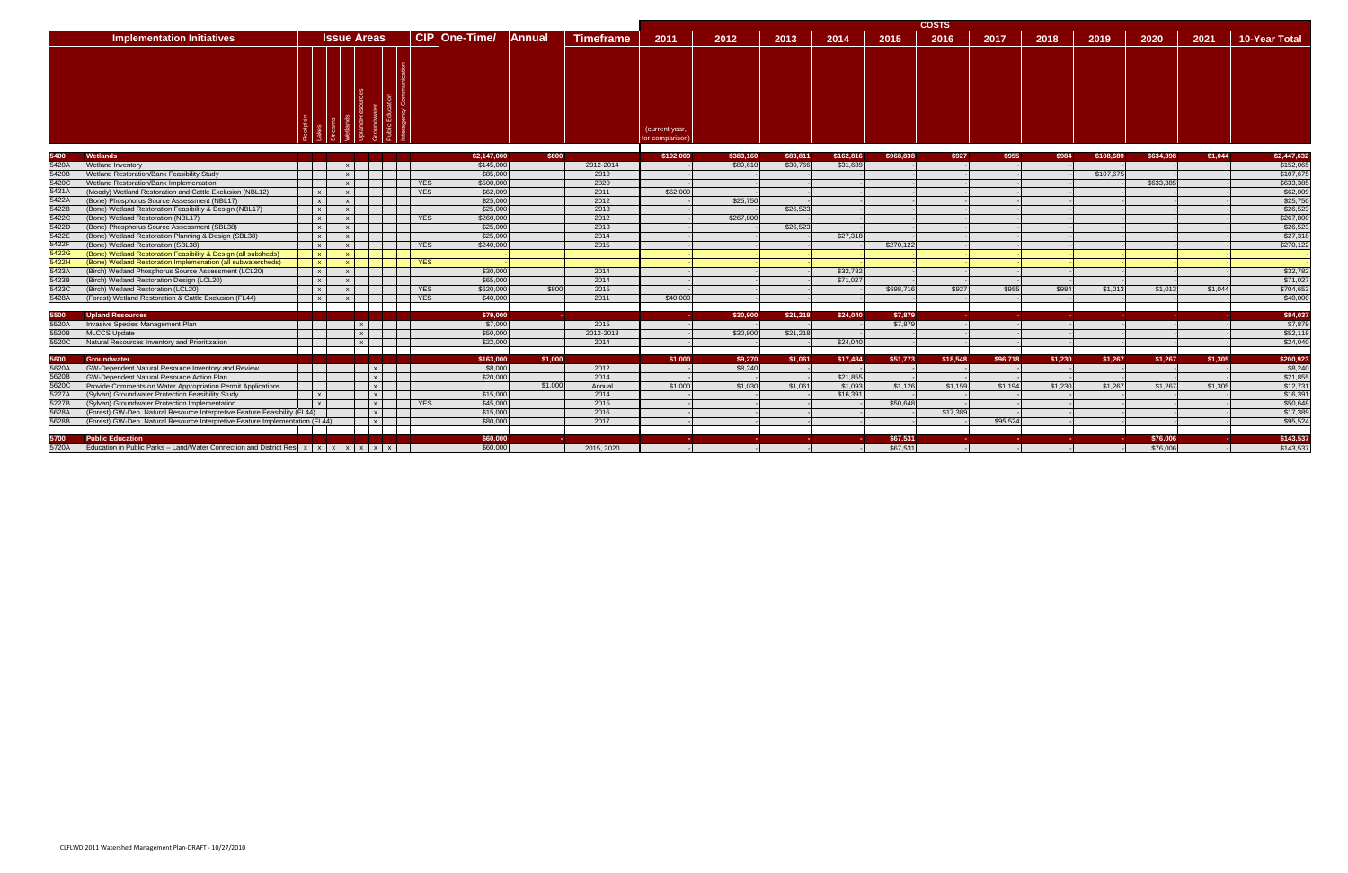| | Implementation Initiatives | Issue Areas | | | | | | | | | CIP | One-Time/ | Annual | Timeframe | COSTS | | | | | | | | | | | |
|---|---|---|---|---|---|---|---|---|---|---|---|---|---|---|---|---|---|---|---|---|---|---|---|---|---|---|
| | | Floodplain | Lakes | Streams | Wetlands | Upland Resources | Groundwater | Public Education | Interagency Communication | | | | | | 2011 (current year, for comparison) | 2012 | 2013 | 2014 | 2015 | 2016 | 2017 | 2018 | 2019 | 2020 | 2021 | 10-Year Total |
| 5400 | **Wetlands** | | | | | | | | | | | $2,147,000 | $800 | | $102,009 | $383,160 | $83,811 | $162,816 | $968,838 | $927 | $955 | $984 | $108,689 | $634,398 | $1,044 | $2,447,632 |
| 5420A | Wetland Inventory | | | | x | | | | | | | $145,000 | | 2012-2014 | - | $89,610 | $30,766 | $31,689 | - | - | - | - | - | - | - | $152,065 |
| 5420B | Wetland Restoration/Bank Feasibility Study | | | | x | | | | | | | $85,000 | | 2019 | - | - | - | - | - | - | - | - | $107,675 | - | - | $107,675 |
| 5420C | Wetland Restoration/Bank Implementation | | | | x | | | | | | YES | $500,000 | | 2020 | - | - | - | - | - | - | - | - | - | $633,385 | - | $633,385 |
| 5421A | (Moody) Wetland Restoration and Cattle Exclusion (NBL12) | | x | | x | | | | | | YES | $62,009 | | 2011 | $62,009 | - | - | - | - | - | - | - | - | - | - | $62,009 |
| 5422A | (Bone) Phosphorus Source Assessment (NBL17) | | x | | x | | | | | | | $25,000 | | 2012 | - | $25,750 | - | - | - | - | - | - | - | - | - | $25,750 |
| 5422B | (Bone) Wetland Restoration Feasibility & Design (NBL17) | | x | | x | | | | | | | $25,000 | | 2013 | - | - | $26,523 | - | - | - | - | - | - | - | - | $26,523 |
| 5422C | (Bone) Wetland Restoration (NBL17) | | x | | x | | | | | | YES | $260,000 | | 2012 | - | $267,800 | - | - | - | - | - | - | - | - | - | $267,800 |
| 5422D | (Bone) Phosphorus Source Assessment (SBL38) | | x | | x | | | | | | | $25,000 | | 2013 | - | - | $26,523 | - | - | - | - | - | - | - | - | $26,523 |
| 5422E | (Bone) Wetland Restoration Planning & Design (SBL38) | | x | | x | | | | | | | $25,000 | | 2014 | - | - | - | $27,318 | - | - | - | - | - | - | - | $27,318 |
| 5422F | (Bone) Wetland Restoration (SBL38) | | x | | x | | | | | | YES | $240,000 | | 2015 | - | - | - | - | $270,122 | - | - | - | - | - | - | $270,122 |
| 5422G | (Bone) Wetland Restoration Feasibility & Design (all subsheds) | | x | | x | | | | | | | - | | | - | - | - | - | - | - | - | - | - | - | - | - |
| 5422H | (Bone) Wetland Restoration Implemenation (all subwatersheds) | | x | | x | | | | | | YES | - | | | - | - | - | - | - | - | - | - | - | - | - | - |
| 5423A | (Birch) Wetland Phosphorus Source Assessment (LCL20) | | x | | x | | | | | | | $30,000 | | 2014 | - | - | - | $32,782 | - | - | - | - | - | - | - | $32,782 |
| 5423B | (Birch) Wetland Restoration Design (LCL20) | | x | | x | | | | | | | $65,000 | | 2014 | - | - | - | $71,027 | - | - | - | - | - | - | - | $71,027 |
| 5423C | (Birch) Wetland Restoration (LCL20) | | x | | x | | | | | | YES | $620,000 | $800 | 2015 | - | - | - | - | $698,716 | $927 | $955 | $984 | $1,013 | $1,013 | $1,044 | $704,653 |
| 5428A | (Forest) Wetland Restoration & Cattle Exclusion (FL44) | | x | | x | | | | | | YES | $40,000 | | 2011 | $40,000 | - | - | - | - | - | - | - | - | - | - | $40,000 |
| 5500 | **Upland Resources** | | | | | | | | | | | $79,000 | - | | - | $30,900 | $21,218 | $24,040 | $7,879 | - | - | - | - | - | - | $84,037 |
| 5520A | Invasive Species Management Plan | | | | | x | | | | | | $7,000 | | 2015 | - | - | - | - | $7,879 | - | - | - | - | - | - | $7,879 |
| 5520B | MLCCS Update | | | | | x | | | | | | $50,000 | | 2012-2013 | - | $30,900 | $21,218 | - | - | - | - | - | - | - | - | $52,118 |
| 5520C | Natural Resources Inventory and Prioritization | | | | | x | | | | | | $22,000 | | 2014 | - | - | - | $24,040 | - | - | - | - | - | - | - | $24,040 |
| 5600 | **Groundwater** | | | | | | | | | | | $163,000 | $1,000 | | $1,000 | $9,270 | $1,061 | $17,484 | $51,773 | $18,548 | $96,718 | $1,230 | $1,267 | $1,267 | $1,305 | $200,923 |
| 5620A | GW-Dependent Natural Resource Inventory and Review | | | | | | x | | | | | $8,000 | | 2012 | - | $8,240 | - | - | - | - | - | - | - | - | - | $8,240 |
| 5620B | GW-Dependent Natural Resource Action Plan | | | | | | x | | | | | $20,000 | | 2014 | - | - | - | $21,855 | - | - | - | - | - | - | - | $21,855 |
| 5620C | Provide Comments on Water Appropriation Permit Applications | | | | | | x | | | | | | $1,000 | Annual | $1,000 | $1,030 | $1,061 | $1,093 | $1,126 | $1,159 | $1,194 | $1,230 | $1,267 | $1,267 | $1,305 | $12,731 |
| 5227A | (Sylvan) Groundwater Protection Feasibility Study | | x | | | | x | | | | | $15,000 | | 2014 | - | - | - | $16,391 | - | - | - | - | - | - | - | $16,391 |
| 5227B | (Sylvan) Groundwater Protection Implementation | | x | | | | x | | | | YES | $45,000 | | 2015 | - | - | - | - | $50,648 | - | - | - | - | - | - | $50,648 |
| 5628A | (Forest) GW-Dep. Natural Resource Interpretive Feature Feasibility (FL44) | | | | | | x | | | | | $15,000 | | 2016 | - | - | - | - | - | $17,389 | - | - | - | - | - | $17,389 |
| 5628B | (Forest) GW-Dep. Natural Resource Interpretive Feature Implementation (FL44) | | | | | | x | | | | | $80,000 | | 2017 | - | - | - | - | - | - | $95,524 | - | - | - | - | $95,524 |
| 5700 | **Public Education** | | | | | | | | | | | $60,000 | - | | - | - | - | - | $67,531 | - | - | - | - | $76,006 | - | $143,537 |
| 5720A | Education in Public Parks – Land/Water Connection and District Reso | x | x | x | x | x | x | x | x | | | $60,000 | | 2015, 2020 | - | - | - | - | $67,531 | - | - | - | - | $76,006 | - | $143,537 |

CLFLWD 2011 Watershed Management Plan-DRAFT - 10/27/2010